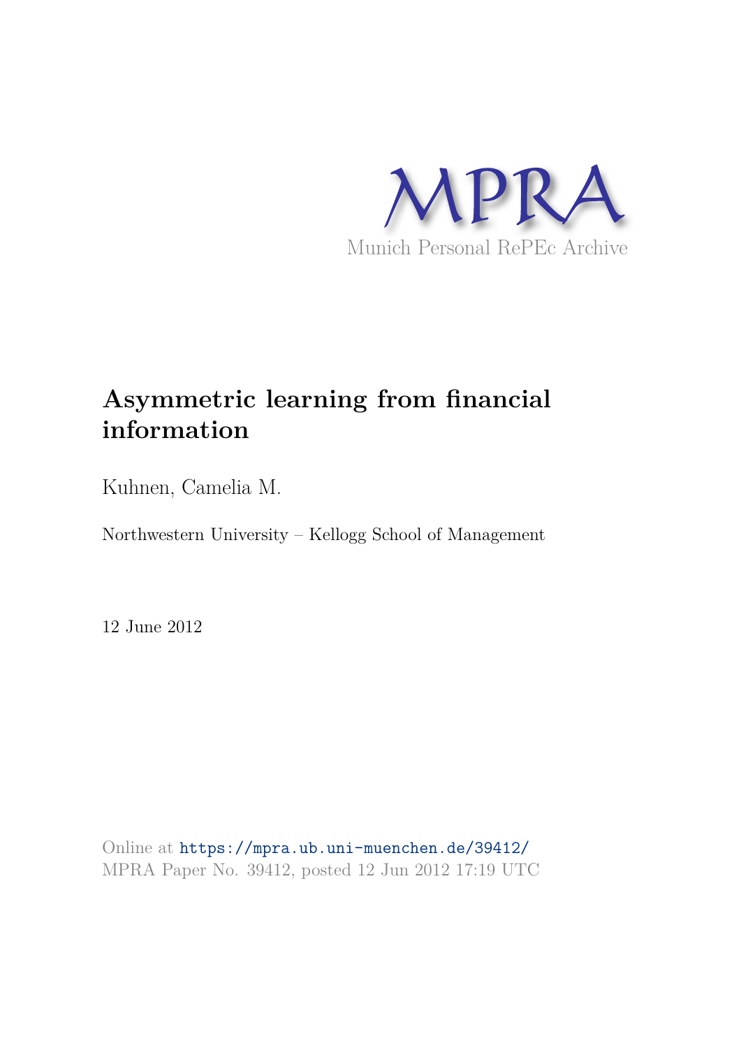MPRA

Munich Personal RePEc Archive

# Asymmetric learning from financial information

Kuhnen, Camelia M.

Northwestern University – Kellogg School of Management

12 June 2012

Online at https://mpra.ub.uni-muenchen.de/39412/
MPRA Paper No. 39412, posted 12 Jun 2012 17:19 UTC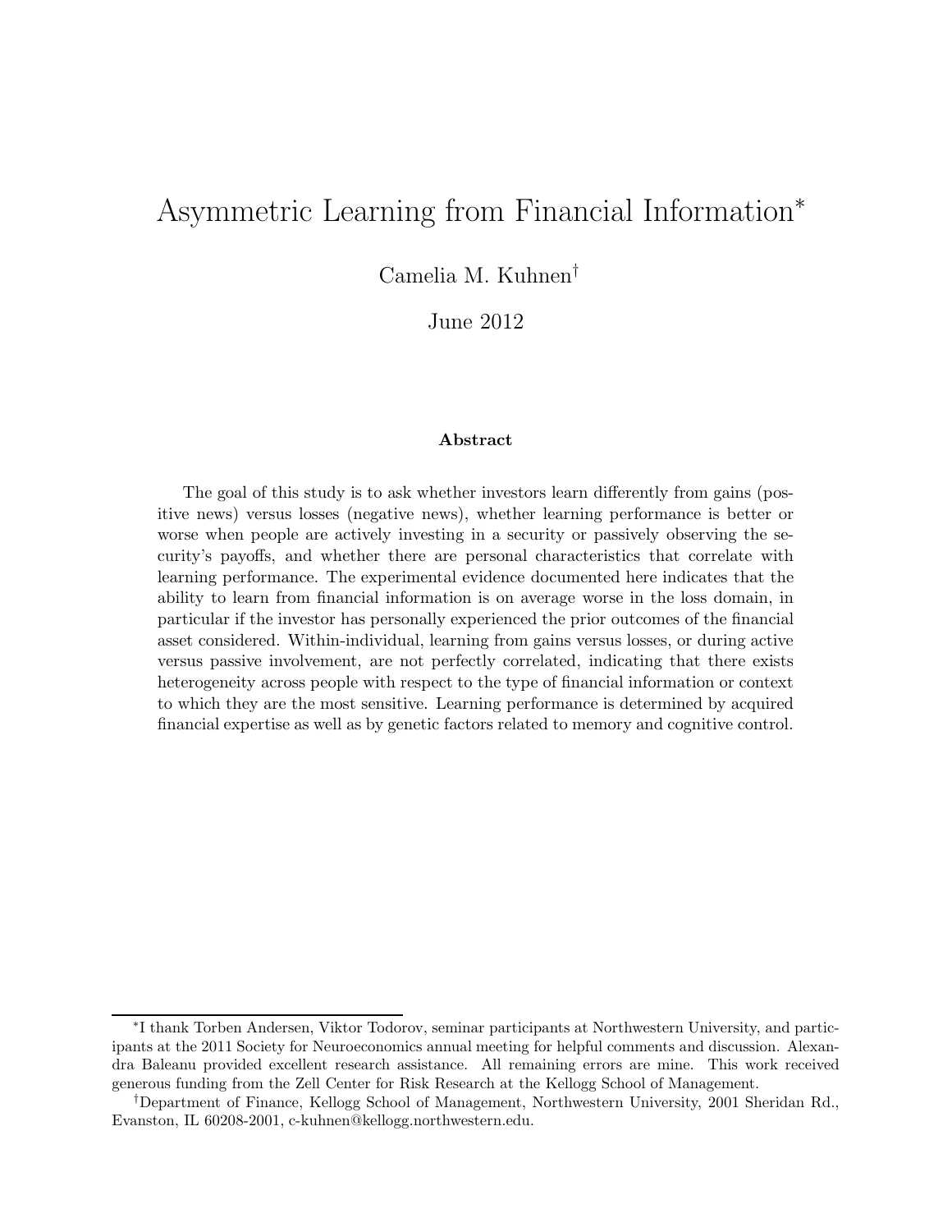# Asymmetric Learning from Financial Information*

Camelia M. Kuhnen†

June 2012

### Abstract

The goal of this study is to ask whether investors learn differently from gains (positive news) versus losses (negative news), whether learning performance is better or worse when people are actively investing in a security or passively observing the security's payoffs, and whether there are personal characteristics that correlate with learning performance. The experimental evidence documented here indicates that the ability to learn from financial information is on average worse in the loss domain, in particular if the investor has personally experienced the prior outcomes of the financial asset considered. Within-individual, learning from gains versus losses, or during active versus passive involvement, are not perfectly correlated, indicating that there exists heterogeneity across people with respect to the type of financial information or context to which they are the most sensitive. Learning performance is determined by acquired financial expertise as well as by genetic factors related to memory and cognitive control.

---

*I thank Torben Andersen, Viktor Todorov, seminar participants at Northwestern University, and participants at the 2011 Society for Neuroeconomics annual meeting for helpful comments and discussion. Alexandra Baleanu provided excellent research assistance. All remaining errors are mine. This work received generous funding from the Zell Center for Risk Research at the Kellogg School of Management.

†Department of Finance, Kellogg School of Management, Northwestern University, 2001 Sheridan Rd., Evanston, IL 60208-2001, c-kuhnen@kellogg.northwestern.edu.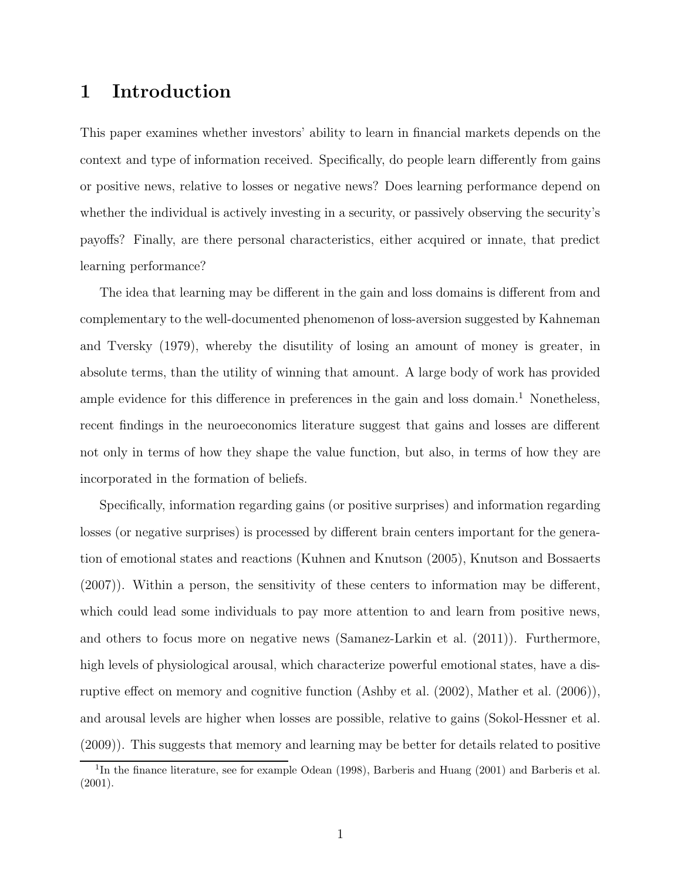# 1 Introduction

This paper examines whether investors' ability to learn in financial markets depends on the context and type of information received. Specifically, do people learn differently from gains or positive news, relative to losses or negative news? Does learning performance depend on whether the individual is actively investing in a security, or passively observing the security's payoffs? Finally, are there personal characteristics, either acquired or innate, that predict learning performance?

The idea that learning may be different in the gain and loss domains is different from and complementary to the well-documented phenomenon of loss-aversion suggested by Kahneman and Tversky (1979), whereby the disutility of losing an amount of money is greater, in absolute terms, than the utility of winning that amount. A large body of work has provided ample evidence for this difference in preferences in the gain and loss domain.[1] Nonetheless, recent findings in the neuroeconomics literature suggest that gains and losses are different not only in terms of how they shape the value function, but also, in terms of how they are incorporated in the formation of beliefs.

Specifically, information regarding gains (or positive surprises) and information regarding losses (or negative surprises) is processed by different brain centers important for the generation of emotional states and reactions (Kuhnen and Knutson (2005), Knutson and Bossaerts (2007)). Within a person, the sensitivity of these centers to information may be different, which could lead some individuals to pay more attention to and learn from positive news, and others to focus more on negative news (Samanez-Larkin et al. (2011)). Furthermore, high levels of physiological arousal, which characterize powerful emotional states, have a disruptive effect on memory and cognitive function (Ashby et al. (2002), Mather et al. (2006)), and arousal levels are higher when losses are possible, relative to gains (Sokol-Hessner et al. (2009)). This suggests that memory and learning may be better for details related to positive

[1] In the finance literature, see for example Odean (1998), Barberis and Huang (2001) and Barberis et al. (2001).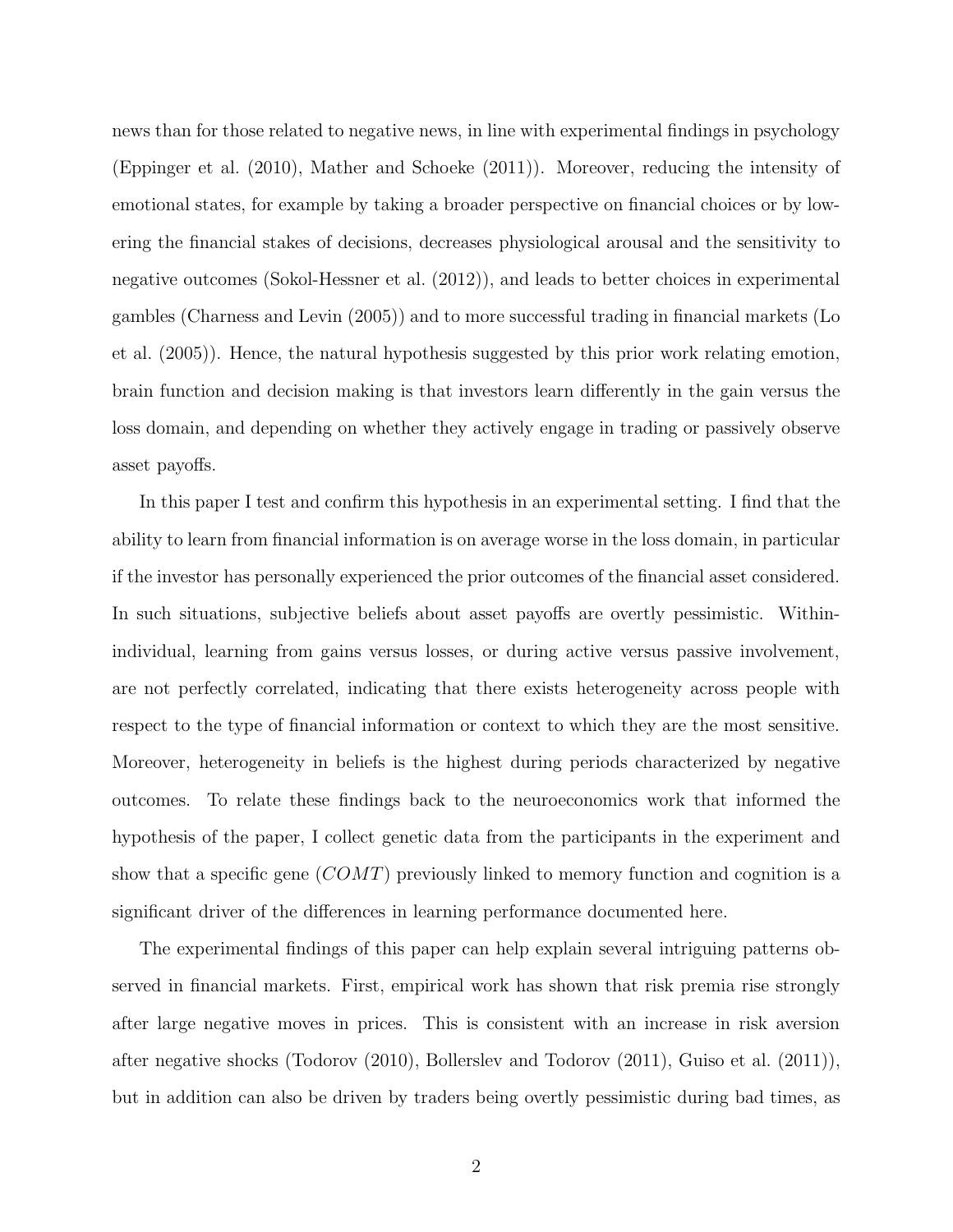news than for those related to negative news, in line with experimental findings in psychology (Eppinger et al. (2010), Mather and Schoeke (2011)). Moreover, reducing the intensity of emotional states, for example by taking a broader perspective on financial choices or by lowering the financial stakes of decisions, decreases physiological arousal and the sensitivity to negative outcomes (Sokol-Hessner et al. (2012)), and leads to better choices in experimental gambles (Charness and Levin (2005)) and to more successful trading in financial markets (Lo et al. (2005)). Hence, the natural hypothesis suggested by this prior work relating emotion, brain function and decision making is that investors learn differently in the gain versus the loss domain, and depending on whether they actively engage in trading or passively observe asset payoffs.

In this paper I test and confirm this hypothesis in an experimental setting. I find that the ability to learn from financial information is on average worse in the loss domain, in particular if the investor has personally experienced the prior outcomes of the financial asset considered. In such situations, subjective beliefs about asset payoffs are overtly pessimistic. Within-individual, learning from gains versus losses, or during active versus passive involvement, are not perfectly correlated, indicating that there exists heterogeneity across people with respect to the type of financial information or context to which they are the most sensitive. Moreover, heterogeneity in beliefs is the highest during periods characterized by negative outcomes. To relate these findings back to the neuroeconomics work that informed the hypothesis of the paper, I collect genetic data from the participants in the experiment and show that a specific gene (*COMT*) previously linked to memory function and cognition is a significant driver of the differences in learning performance documented here.

The experimental findings of this paper can help explain several intriguing patterns observed in financial markets. First, empirical work has shown that risk premia rise strongly after large negative moves in prices. This is consistent with an increase in risk aversion after negative shocks (Todorov (2010), Bollerslev and Todorov (2011), Guiso et al. (2011)), but in addition can also be driven by traders being overtly pessimistic during bad times, as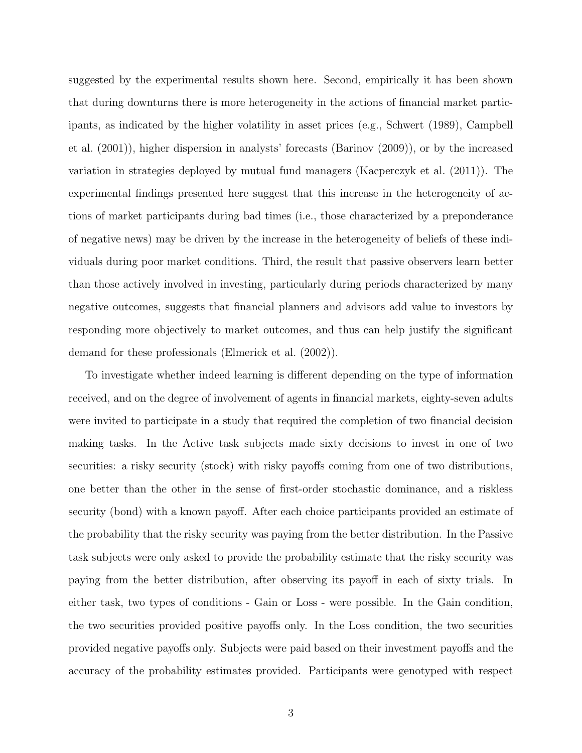suggested by the experimental results shown here. Second, empirically it has been shown that during downturns there is more heterogeneity in the actions of financial market participants, as indicated by the higher volatility in asset prices (e.g., Schwert (1989), Campbell et al. (2001)), higher dispersion in analysts' forecasts (Barinov (2009)), or by the increased variation in strategies deployed by mutual fund managers (Kacperczyk et al. (2011)). The experimental findings presented here suggest that this increase in the heterogeneity of actions of market participants during bad times (i.e., those characterized by a preponderance of negative news) may be driven by the increase in the heterogeneity of beliefs of these individuals during poor market conditions. Third, the result that passive observers learn better than those actively involved in investing, particularly during periods characterized by many negative outcomes, suggests that financial planners and advisors add value to investors by responding more objectively to market outcomes, and thus can help justify the significant demand for these professionals (Elmerick et al. (2002)).

To investigate whether indeed learning is different depending on the type of information received, and on the degree of involvement of agents in financial markets, eighty-seven adults were invited to participate in a study that required the completion of two financial decision making tasks. In the Active task subjects made sixty decisions to invest in one of two securities: a risky security (stock) with risky payoffs coming from one of two distributions, one better than the other in the sense of first-order stochastic dominance, and a riskless security (bond) with a known payoff. After each choice participants provided an estimate of the probability that the risky security was paying from the better distribution. In the Passive task subjects were only asked to provide the probability estimate that the risky security was paying from the better distribution, after observing its payoff in each of sixty trials. In either task, two types of conditions - Gain or Loss - were possible. In the Gain condition, the two securities provided positive payoffs only. In the Loss condition, the two securities provided negative payoffs only. Subjects were paid based on their investment payoffs and the accuracy of the probability estimates provided. Participants were genotyped with respect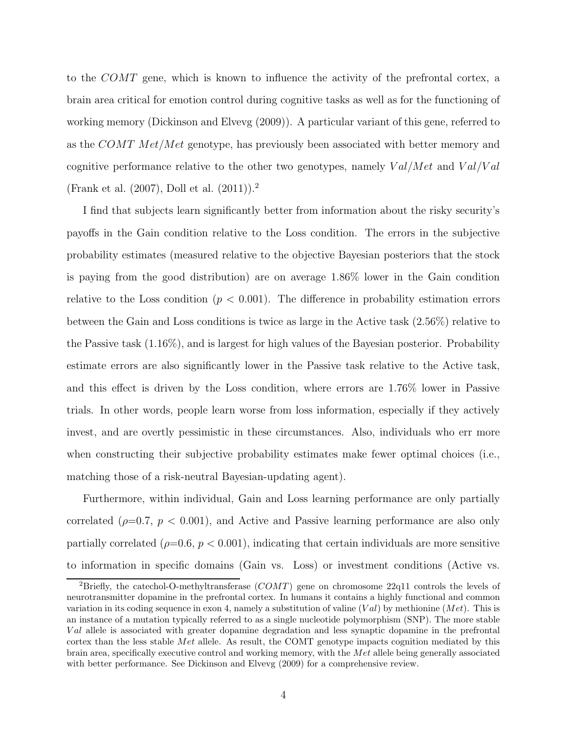to the *COMT* gene, which is known to influence the activity of the prefrontal cortex, a brain area critical for emotion control during cognitive tasks as well as for the functioning of working memory (Dickinson and Elvevg (2009)). A particular variant of this gene, referred to as the *COMT Met/Met* genotype, has previously been associated with better memory and cognitive performance relative to the other two genotypes, namely $Val/Met$ and $Val/Val$ (Frank et al. (2007), Doll et al. (2011)).[2]

I find that subjects learn significantly better from information about the risky security's payoffs in the Gain condition relative to the Loss condition. The errors in the subjective probability estimates (measured relative to the objective Bayesian posteriors that the stock is paying from the good distribution) are on average 1.86% lower in the Gain condition relative to the Loss condition ($p < 0.001$). The difference in probability estimation errors between the Gain and Loss conditions is twice as large in the Active task (2.56%) relative to the Passive task (1.16%), and is largest for high values of the Bayesian posterior. Probability estimate errors are also significantly lower in the Passive task relative to the Active task, and this effect is driven by the Loss condition, where errors are 1.76% lower in Passive trials. In other words, people learn worse from loss information, especially if they actively invest, and are overtly pessimistic in these circumstances. Also, individuals who err more when constructing their subjective probability estimates make fewer optimal choices (i.e., matching those of a risk-neutral Bayesian-updating agent).

Furthermore, within individual, Gain and Loss learning performance are only partially correlated ($\rho$=0.7, $p < 0.001$), and Active and Passive learning performance are also only partially correlated ($\rho$=0.6, $p < 0.001$), indicating that certain individuals are more sensitive to information in specific domains (Gain vs. Loss) or investment conditions (Active vs.

[2]Briefly, the catechol-O-methyltransferase (*COMT*) gene on chromosome 22q11 controls the levels of neurotransmitter dopamine in the prefrontal cortex. In humans it contains a highly functional and common variation in its coding sequence in exon 4, namely a substitution of valine ($Val$) by methionine ($Met$). This is an instance of a mutation typically referred to as a single nucleotide polymorphism (SNP). The more stable $Val$ allele is associated with greater dopamine degradation and less synaptic dopamine in the prefrontal cortex than the less stable $Met$ allele. As result, the COMT genotype impacts cognition mediated by this brain area, specifically executive control and working memory, with the $Met$ allele being generally associated with better performance. See Dickinson and Elvevg (2009) for a comprehensive review.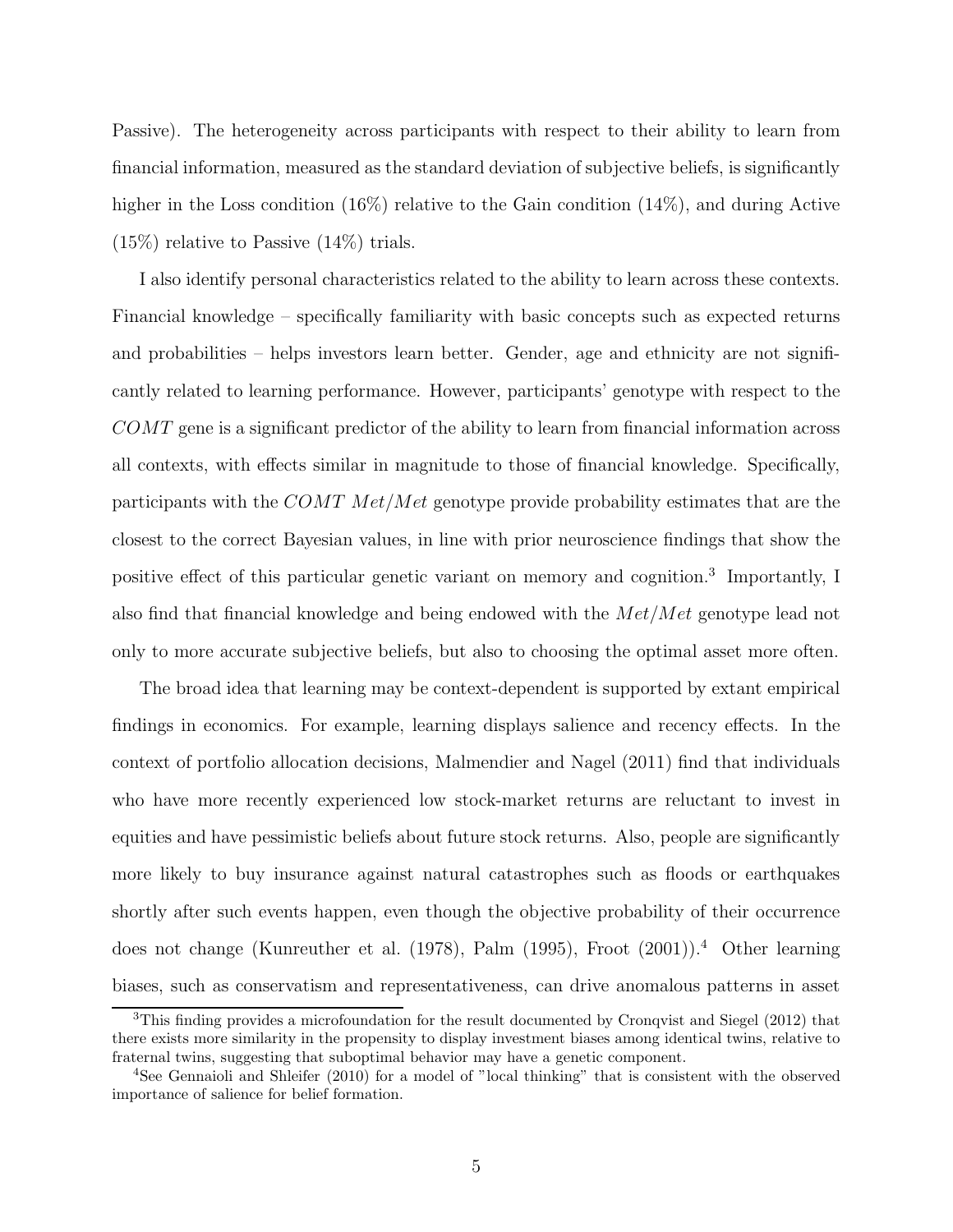Passive). The heterogeneity across participants with respect to their ability to learn from financial information, measured as the standard deviation of subjective beliefs, is significantly higher in the Loss condition (16%) relative to the Gain condition (14%), and during Active (15%) relative to Passive (14%) trials.

I also identify personal characteristics related to the ability to learn across these contexts. Financial knowledge – specifically familiarity with basic concepts such as expected returns and probabilities – helps investors learn better. Gender, age and ethnicity are not significantly related to learning performance. However, participants' genotype with respect to the *COMT* gene is a significant predictor of the ability to learn from financial information across all contexts, with effects similar in magnitude to those of financial knowledge. Specifically, participants with the *COMT Met/Met* genotype provide probability estimates that are the closest to the correct Bayesian values, in line with prior neuroscience findings that show the positive effect of this particular genetic variant on memory and cognition.[3] Importantly, I also find that financial knowledge and being endowed with the *Met/Met* genotype lead not only to more accurate subjective beliefs, but also to choosing the optimal asset more often.

The broad idea that learning may be context-dependent is supported by extant empirical findings in economics. For example, learning displays salience and recency effects. In the context of portfolio allocation decisions, Malmendier and Nagel (2011) find that individuals who have more recently experienced low stock-market returns are reluctant to invest in equities and have pessimistic beliefs about future stock returns. Also, people are significantly more likely to buy insurance against natural catastrophes such as floods or earthquakes shortly after such events happen, even though the objective probability of their occurrence does not change (Kunreuther et al. (1978), Palm (1995), Froot (2001)).[4] Other learning biases, such as conservatism and representativeness, can drive anomalous patterns in asset

[3] This finding provides a microfoundation for the result documented by Cronqvist and Siegel (2012) that there exists more similarity in the propensity to display investment biases among identical twins, relative to fraternal twins, suggesting that suboptimal behavior may have a genetic component.

[4] See Gennaioli and Shleifer (2010) for a model of "local thinking" that is consistent with the observed importance of salience for belief formation.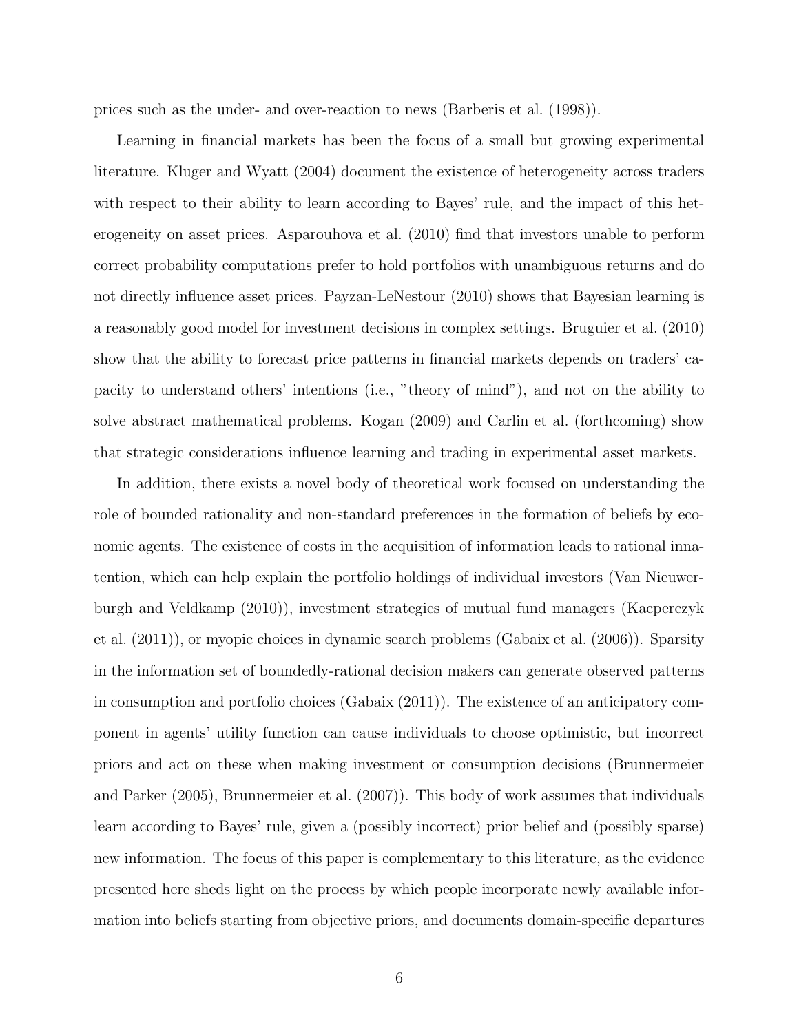prices such as the under- and over-reaction to news (Barberis et al. (1998)).

Learning in financial markets has been the focus of a small but growing experimental literature. Kluger and Wyatt (2004) document the existence of heterogeneity across traders with respect to their ability to learn according to Bayes' rule, and the impact of this heterogeneity on asset prices. Asparouhova et al. (2010) find that investors unable to perform correct probability computations prefer to hold portfolios with unambiguous returns and do not directly influence asset prices. Payzan-LeNestour (2010) shows that Bayesian learning is a reasonably good model for investment decisions in complex settings. Bruguier et al. (2010) show that the ability to forecast price patterns in financial markets depends on traders' capacity to understand others' intentions (i.e., "theory of mind"), and not on the ability to solve abstract mathematical problems. Kogan (2009) and Carlin et al. (forthcoming) show that strategic considerations influence learning and trading in experimental asset markets.

In addition, there exists a novel body of theoretical work focused on understanding the role of bounded rationality and non-standard preferences in the formation of beliefs by economic agents. The existence of costs in the acquisition of information leads to rational innatention, which can help explain the portfolio holdings of individual investors (Van Nieuwerburgh and Veldkamp (2010)), investment strategies of mutual fund managers (Kacperczyk et al. (2011)), or myopic choices in dynamic search problems (Gabaix et al. (2006)). Sparsity in the information set of boundedly-rational decision makers can generate observed patterns in consumption and portfolio choices (Gabaix (2011)). The existence of an anticipatory component in agents' utility function can cause individuals to choose optimistic, but incorrect priors and act on these when making investment or consumption decisions (Brunnermeier and Parker (2005), Brunnermeier et al. (2007)). This body of work assumes that individuals learn according to Bayes' rule, given a (possibly incorrect) prior belief and (possibly sparse) new information. The focus of this paper is complementary to this literature, as the evidence presented here sheds light on the process by which people incorporate newly available information into beliefs starting from objective priors, and documents domain-specific departures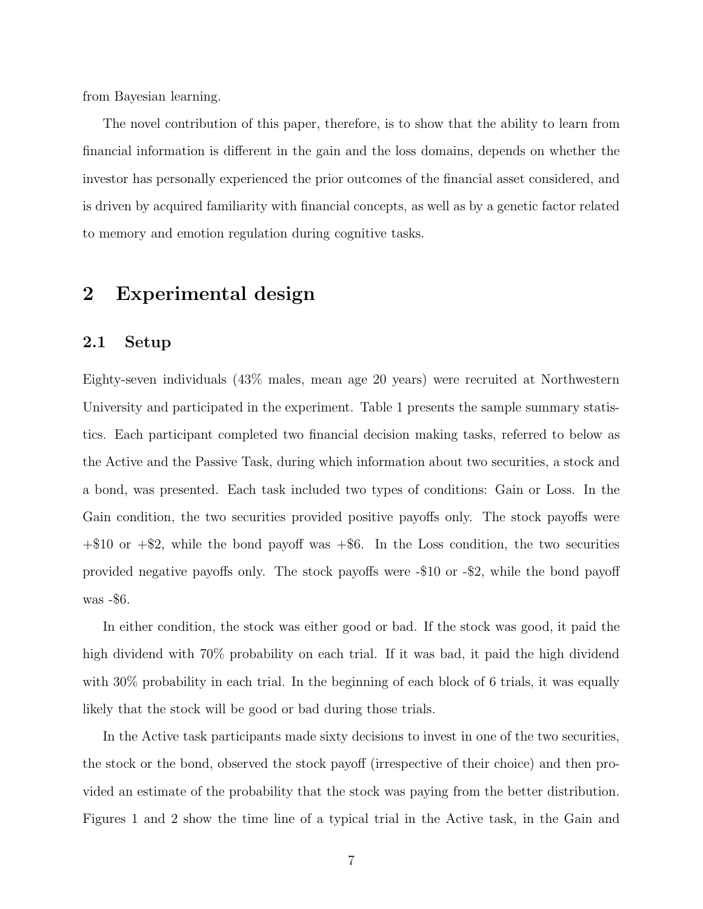from Bayesian learning.

The novel contribution of this paper, therefore, is to show that the ability to learn from financial information is different in the gain and the loss domains, depends on whether the investor has personally experienced the prior outcomes of the financial asset considered, and is driven by acquired familiarity with financial concepts, as well as by a genetic factor related to memory and emotion regulation during cognitive tasks.

## 2 Experimental design

### 2.1 Setup

Eighty-seven individuals (43% males, mean age 20 years) were recruited at Northwestern University and participated in the experiment. Table 1 presents the sample summary statistics. Each participant completed two financial decision making tasks, referred to below as the Active and the Passive Task, during which information about two securities, a stock and a bond, was presented. Each task included two types of conditions: Gain or Loss. In the Gain condition, the two securities provided positive payoffs only. The stock payoffs were +$10 or +$2, while the bond payoff was +$6. In the Loss condition, the two securities provided negative payoffs only. The stock payoffs were -$10 or -$2, while the bond payoff was -$6.

In either condition, the stock was either good or bad. If the stock was good, it paid the high dividend with 70% probability on each trial. If it was bad, it paid the high dividend with 30% probability in each trial. In the beginning of each block of 6 trials, it was equally likely that the stock will be good or bad during those trials.

In the Active task participants made sixty decisions to invest in one of the two securities, the stock or the bond, observed the stock payoff (irrespective of their choice) and then provided an estimate of the probability that the stock was paying from the better distribution. Figures 1 and 2 show the time line of a typical trial in the Active task, in the Gain and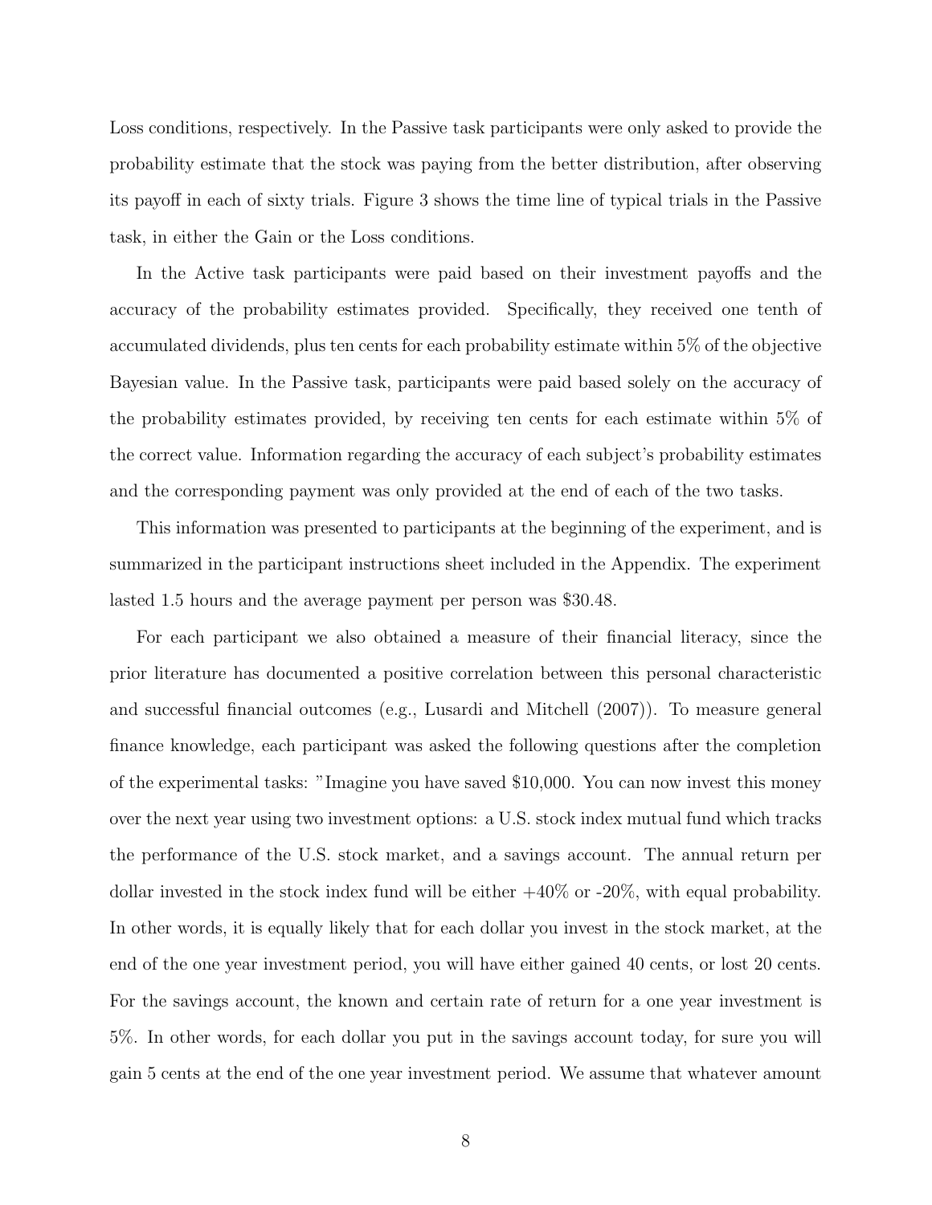Loss conditions, respectively. In the Passive task participants were only asked to provide the probability estimate that the stock was paying from the better distribution, after observing its payoff in each of sixty trials. Figure 3 shows the time line of typical trials in the Passive task, in either the Gain or the Loss conditions.

In the Active task participants were paid based on their investment payoffs and the accuracy of the probability estimates provided. Specifically, they received one tenth of accumulated dividends, plus ten cents for each probability estimate within 5% of the objective Bayesian value. In the Passive task, participants were paid based solely on the accuracy of the probability estimates provided, by receiving ten cents for each estimate within 5% of the correct value. Information regarding the accuracy of each subject's probability estimates and the corresponding payment was only provided at the end of each of the two tasks.

This information was presented to participants at the beginning of the experiment, and is summarized in the participant instructions sheet included in the Appendix. The experiment lasted 1.5 hours and the average payment per person was $30.48.

For each participant we also obtained a measure of their financial literacy, since the prior literature has documented a positive correlation between this personal characteristic and successful financial outcomes (e.g., Lusardi and Mitchell (2007)). To measure general finance knowledge, each participant was asked the following questions after the completion of the experimental tasks: "Imagine you have saved $10,000. You can now invest this money over the next year using two investment options: a U.S. stock index mutual fund which tracks the performance of the U.S. stock market, and a savings account. The annual return per dollar invested in the stock index fund will be either +40% or -20%, with equal probability. In other words, it is equally likely that for each dollar you invest in the stock market, at the end of the one year investment period, you will have either gained 40 cents, or lost 20 cents. For the savings account, the known and certain rate of return for a one year investment is 5%. In other words, for each dollar you put in the savings account today, for sure you will gain 5 cents at the end of the one year investment period. We assume that whatever amount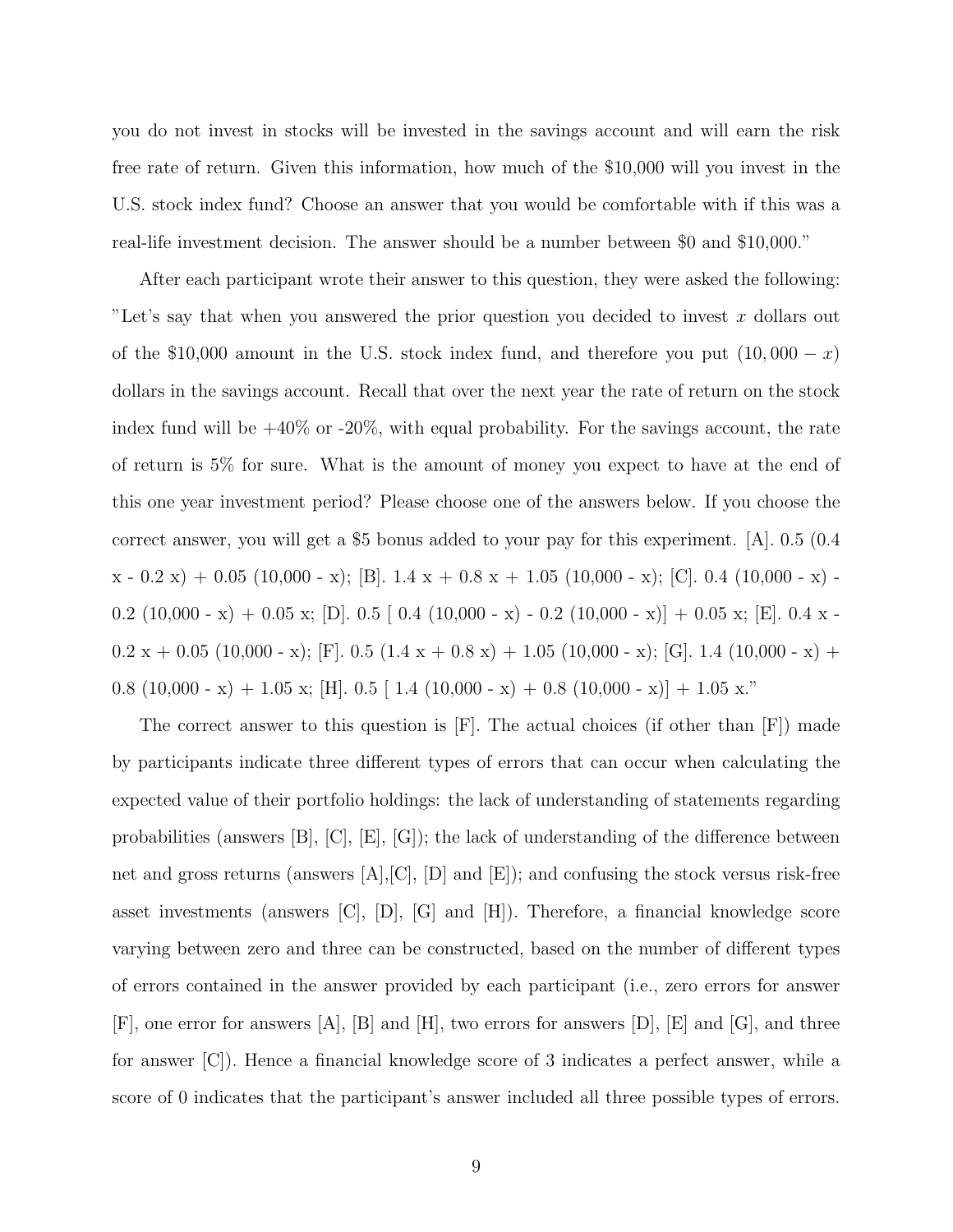you do not invest in stocks will be invested in the savings account and will earn the risk free rate of return. Given this information, how much of the $10,000 will you invest in the U.S. stock index fund? Choose an answer that you would be comfortable with if this was a real-life investment decision. The answer should be a number between $0 and $10,000."

After each participant wrote their answer to this question, they were asked the following: "Let's say that when you answered the prior question you decided to invest $x$ dollars out of the $10,000 amount in the U.S. stock index fund, and therefore you put $(10,000 - x)$ dollars in the savings account. Recall that over the next year the rate of return on the stock index fund will be +40% or -20%, with equal probability. For the savings account, the rate of return is 5% for sure. What is the amount of money you expect to have at the end of this one year investment period? Please choose one of the answers below. If you choose the correct answer, you will get a $5 bonus added to your pay for this experiment. [A]. 0.5 (0.4 x - 0.2 x) + 0.05 (10,000 - x); [B]. 1.4 x + 0.8 x + 1.05 (10,000 - x); [C]. 0.4 (10,000 - x) - 0.2 (10,000 - x) + 0.05 x; [D]. 0.5 [ 0.4 (10,000 - x) - 0.2 (10,000 - x)] + 0.05 x; [E]. 0.4 x - 0.2 x + 0.05 (10,000 - x); [F]. 0.5 (1.4 x + 0.8 x) + 1.05 (10,000 - x); [G]. 1.4 (10,000 - x) + 0.8 (10,000 - x) + 1.05 x; [H]. 0.5 [ 1.4 (10,000 - x) + 0.8 (10,000 - x)] + 1.05 x."

The correct answer to this question is [F]. The actual choices (if other than [F]) made by participants indicate three different types of errors that can occur when calculating the expected value of their portfolio holdings: the lack of understanding of statements regarding probabilities (answers [B], [C], [E], [G]); the lack of understanding of the difference between net and gross returns (answers [A],[C], [D] and [E]); and confusing the stock versus risk-free asset investments (answers [C], [D], [G] and [H]). Therefore, a financial knowledge score varying between zero and three can be constructed, based on the number of different types of errors contained in the answer provided by each participant (i.e., zero errors for answer [F], one error for answers [A], [B] and [H], two errors for answers [D], [E] and [G], and three for answer [C]). Hence a financial knowledge score of 3 indicates a perfect answer, while a score of 0 indicates that the participant's answer included all three possible types of errors.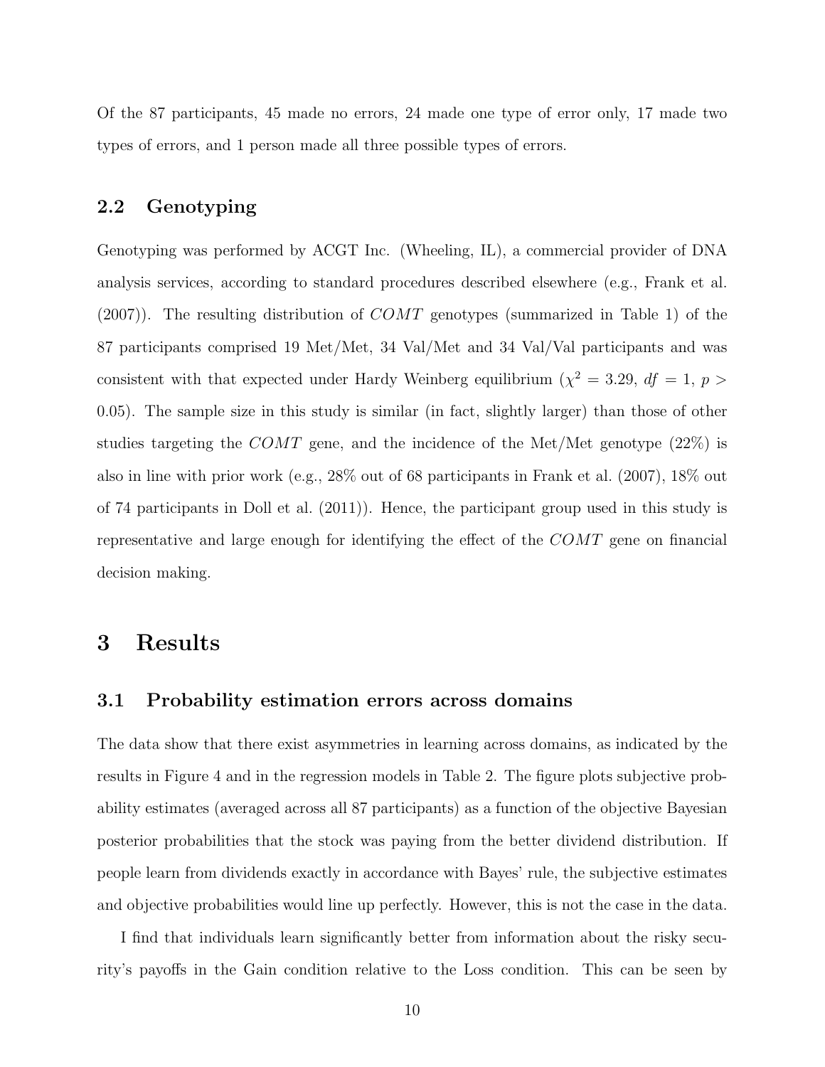Of the 87 participants, 45 made no errors, 24 made one type of error only, 17 made two types of errors, and 1 person made all three possible types of errors.

## 2.2 Genotyping

Genotyping was performed by ACGT Inc. (Wheeling, IL), a commercial provider of DNA analysis services, according to standard procedures described elsewhere (e.g., Frank et al. (2007)). The resulting distribution of *COMT* genotypes (summarized in Table 1) of the 87 participants comprised 19 Met/Met, 34 Val/Met and 34 Val/Val participants and was consistent with that expected under Hardy Weinberg equilibrium ($\chi^2 = 3.29$, $df = 1$, $p > 0.05$). The sample size in this study is similar (in fact, slightly larger) than those of other studies targeting the *COMT* gene, and the incidence of the Met/Met genotype (22%) is also in line with prior work (e.g., 28% out of 68 participants in Frank et al. (2007), 18% out of 74 participants in Doll et al. (2011)). Hence, the participant group used in this study is representative and large enough for identifying the effect of the *COMT* gene on financial decision making.

# 3 Results

## 3.1 Probability estimation errors across domains

The data show that there exist asymmetries in learning across domains, as indicated by the results in Figure 4 and in the regression models in Table 2. The figure plots subjective probability estimates (averaged across all 87 participants) as a function of the objective Bayesian posterior probabilities that the stock was paying from the better dividend distribution. If people learn from dividends exactly in accordance with Bayes' rule, the subjective estimates and objective probabilities would line up perfectly. However, this is not the case in the data.

I find that individuals learn significantly better from information about the risky security's payoffs in the Gain condition relative to the Loss condition. This can be seen by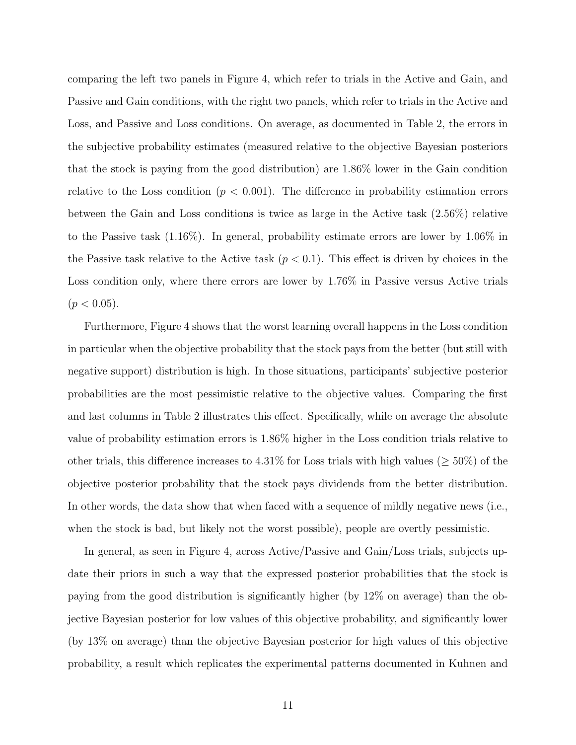comparing the left two panels in Figure 4, which refer to trials in the Active and Gain, and Passive and Gain conditions, with the right two panels, which refer to trials in the Active and Loss, and Passive and Loss conditions. On average, as documented in Table 2, the errors in the subjective probability estimates (measured relative to the objective Bayesian posteriors that the stock is paying from the good distribution) are 1.86% lower in the Gain condition relative to the Loss condition ($p < 0.001$). The difference in probability estimation errors between the Gain and Loss conditions is twice as large in the Active task (2.56%) relative to the Passive task (1.16%). In general, probability estimate errors are lower by 1.06% in the Passive task relative to the Active task ($p < 0.1$). This effect is driven by choices in the Loss condition only, where there errors are lower by 1.76% in Passive versus Active trials ($p < 0.05$).

Furthermore, Figure 4 shows that the worst learning overall happens in the Loss condition in particular when the objective probability that the stock pays from the better (but still with negative support) distribution is high. In those situations, participants' subjective posterior probabilities are the most pessimistic relative to the objective values. Comparing the first and last columns in Table 2 illustrates this effect. Specifically, while on average the absolute value of probability estimation errors is 1.86% higher in the Loss condition trials relative to other trials, this difference increases to 4.31% for Loss trials with high values ($\geq 50\%$) of the objective posterior probability that the stock pays dividends from the better distribution. In other words, the data show that when faced with a sequence of mildly negative news (i.e., when the stock is bad, but likely not the worst possible), people are overtly pessimistic.

In general, as seen in Figure 4, across Active/Passive and Gain/Loss trials, subjects update their priors in such a way that the expressed posterior probabilities that the stock is paying from the good distribution is significantly higher (by 12% on average) than the objective Bayesian posterior for low values of this objective probability, and significantly lower (by 13% on average) than the objective Bayesian posterior for high values of this objective probability, a result which replicates the experimental patterns documented in Kuhnen and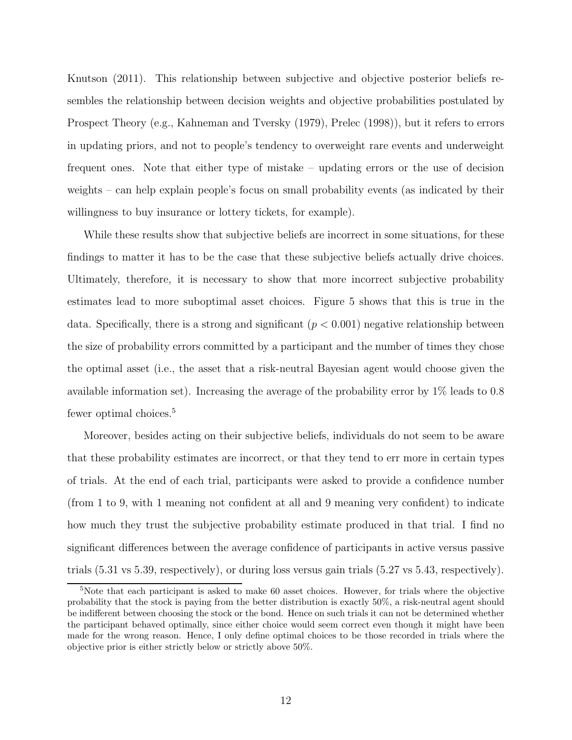Knutson (2011). This relationship between subjective and objective posterior beliefs resembles the relationship between decision weights and objective probabilities postulated by Prospect Theory (e.g., Kahneman and Tversky (1979), Prelec (1998)), but it refers to errors in updating priors, and not to people's tendency to overweight rare events and underweight frequent ones. Note that either type of mistake – updating errors or the use of decision weights – can help explain people's focus on small probability events (as indicated by their willingness to buy insurance or lottery tickets, for example).

While these results show that subjective beliefs are incorrect in some situations, for these findings to matter it has to be the case that these subjective beliefs actually drive choices. Ultimately, therefore, it is necessary to show that more incorrect subjective probability estimates lead to more suboptimal asset choices. Figure 5 shows that this is true in the data. Specifically, there is a strong and significant ($p < 0.001$) negative relationship between the size of probability errors committed by a participant and the number of times they chose the optimal asset (i.e., the asset that a risk-neutral Bayesian agent would choose given the available information set). Increasing the average of the probability error by 1% leads to 0.8 fewer optimal choices.[5]

Moreover, besides acting on their subjective beliefs, individuals do not seem to be aware that these probability estimates are incorrect, or that they tend to err more in certain types of trials. At the end of each trial, participants were asked to provide a confidence number (from 1 to 9, with 1 meaning not confident at all and 9 meaning very confident) to indicate how much they trust the subjective probability estimate produced in that trial. I find no significant differences between the average confidence of participants in active versus passive trials (5.31 vs 5.39, respectively), or during loss versus gain trials (5.27 vs 5.43, respectively).

[5] Note that each participant is asked to make 60 asset choices. However, for trials where the objective probability that the stock is paying from the better distribution is exactly 50%, a risk-neutral agent should be indifferent between choosing the stock or the bond. Hence on such trials it can not be determined whether the participant behaved optimally, since either choice would seem correct even though it might have been made for the wrong reason. Hence, I only define optimal choices to be those recorded in trials where the objective prior is either strictly below or strictly above 50%.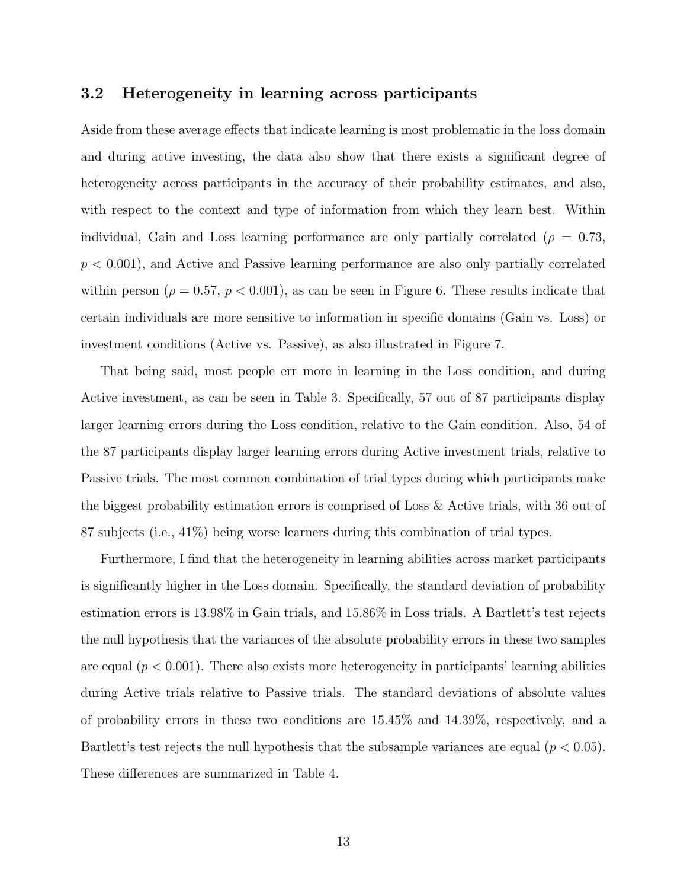### 3.2 Heterogeneity in learning across participants

Aside from these average effects that indicate learning is most problematic in the loss domain and during active investing, the data also show that there exists a significant degree of heterogeneity across participants in the accuracy of their probability estimates, and also, with respect to the context and type of information from which they learn best. Within individual, Gain and Loss learning performance are only partially correlated ($\rho = 0.73$, $p < 0.001$), and Active and Passive learning performance are also only partially correlated within person ($\rho = 0.57$, $p < 0.001$), as can be seen in Figure 6. These results indicate that certain individuals are more sensitive to information in specific domains (Gain vs. Loss) or investment conditions (Active vs. Passive), as also illustrated in Figure 7.

That being said, most people err more in learning in the Loss condition, and during Active investment, as can be seen in Table 3. Specifically, 57 out of 87 participants display larger learning errors during the Loss condition, relative to the Gain condition. Also, 54 of the 87 participants display larger learning errors during Active investment trials, relative to Passive trials. The most common combination of trial types during which participants make the biggest probability estimation errors is comprised of Loss & Active trials, with 36 out of 87 subjects (i.e., 41%) being worse learners during this combination of trial types.

Furthermore, I find that the heterogeneity in learning abilities across market participants is significantly higher in the Loss domain. Specifically, the standard deviation of probability estimation errors is 13.98% in Gain trials, and 15.86% in Loss trials. A Bartlett's test rejects the null hypothesis that the variances of the absolute probability errors in these two samples are equal ($p < 0.001$). There also exists more heterogeneity in participants' learning abilities during Active trials relative to Passive trials. The standard deviations of absolute values of probability errors in these two conditions are 15.45% and 14.39%, respectively, and a Bartlett's test rejects the null hypothesis that the subsample variances are equal ($p < 0.05$). These differences are summarized in Table 4.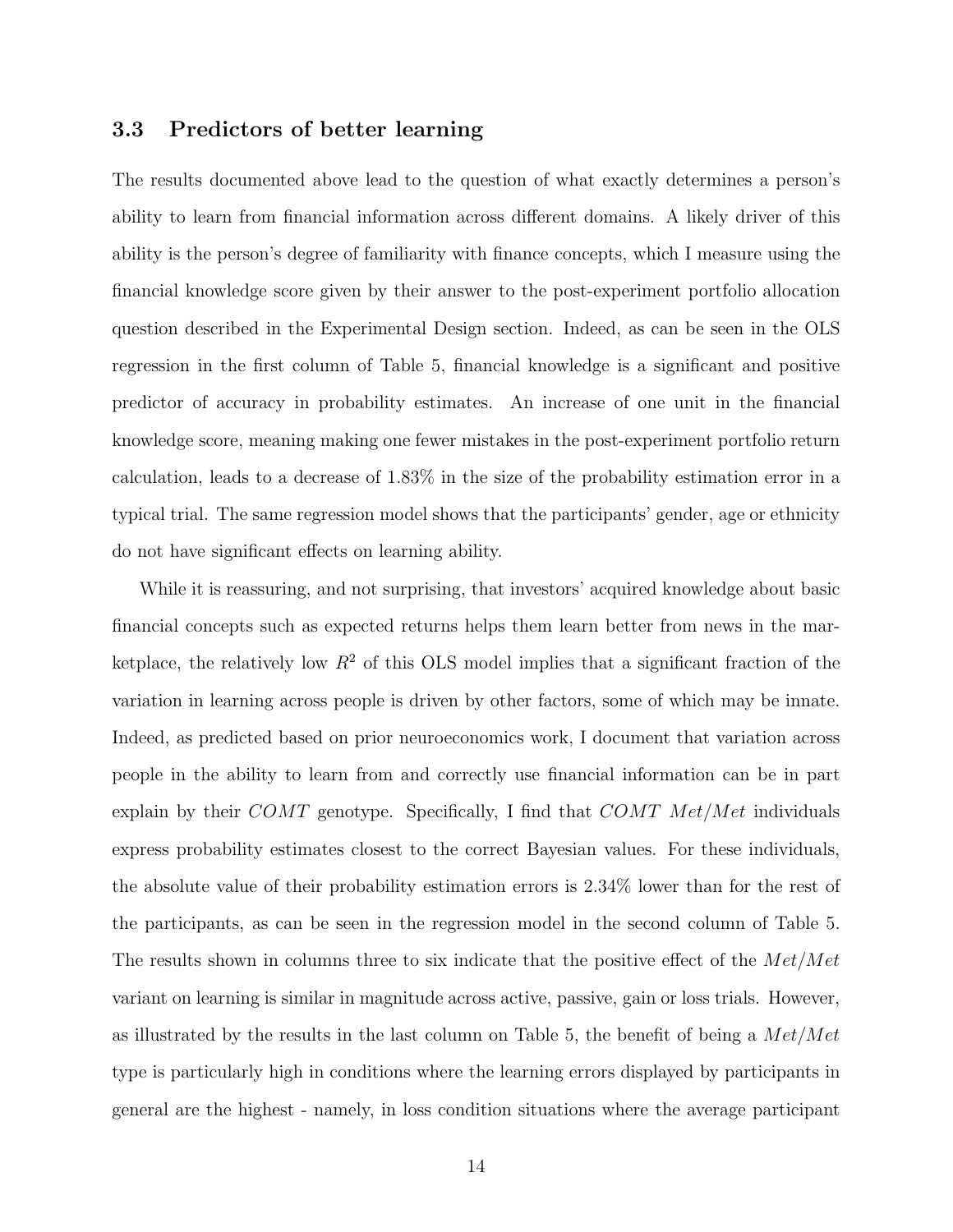### 3.3 Predictors of better learning

The results documented above lead to the question of what exactly determines a person's ability to learn from financial information across different domains. A likely driver of this ability is the person's degree of familiarity with finance concepts, which I measure using the financial knowledge score given by their answer to the post-experiment portfolio allocation question described in the Experimental Design section. Indeed, as can be seen in the OLS regression in the first column of Table 5, financial knowledge is a significant and positive predictor of accuracy in probability estimates. An increase of one unit in the financial knowledge score, meaning making one fewer mistakes in the post-experiment portfolio return calculation, leads to a decrease of 1.83% in the size of the probability estimation error in a typical trial. The same regression model shows that the participants' gender, age or ethnicity do not have significant effects on learning ability.

While it is reassuring, and not surprising, that investors' acquired knowledge about basic financial concepts such as expected returns helps them learn better from news in the marketplace, the relatively low $R^2$ of this OLS model implies that a significant fraction of the variation in learning across people is driven by other factors, some of which may be innate. Indeed, as predicted based on prior neuroeconomics work, I document that variation across people in the ability to learn from and correctly use financial information can be in part explain by their *COMT* genotype. Specifically, I find that *COMT Met/Met* individuals express probability estimates closest to the correct Bayesian values. For these individuals, the absolute value of their probability estimation errors is 2.34% lower than for the rest of the participants, as can be seen in the regression model in the second column of Table 5. The results shown in columns three to six indicate that the positive effect of the *Met/Met* variant on learning is similar in magnitude across active, passive, gain or loss trials. However, as illustrated by the results in the last column on Table 5, the benefit of being a *Met/Met* type is particularly high in conditions where the learning errors displayed by participants in general are the highest - namely, in loss condition situations where the average participant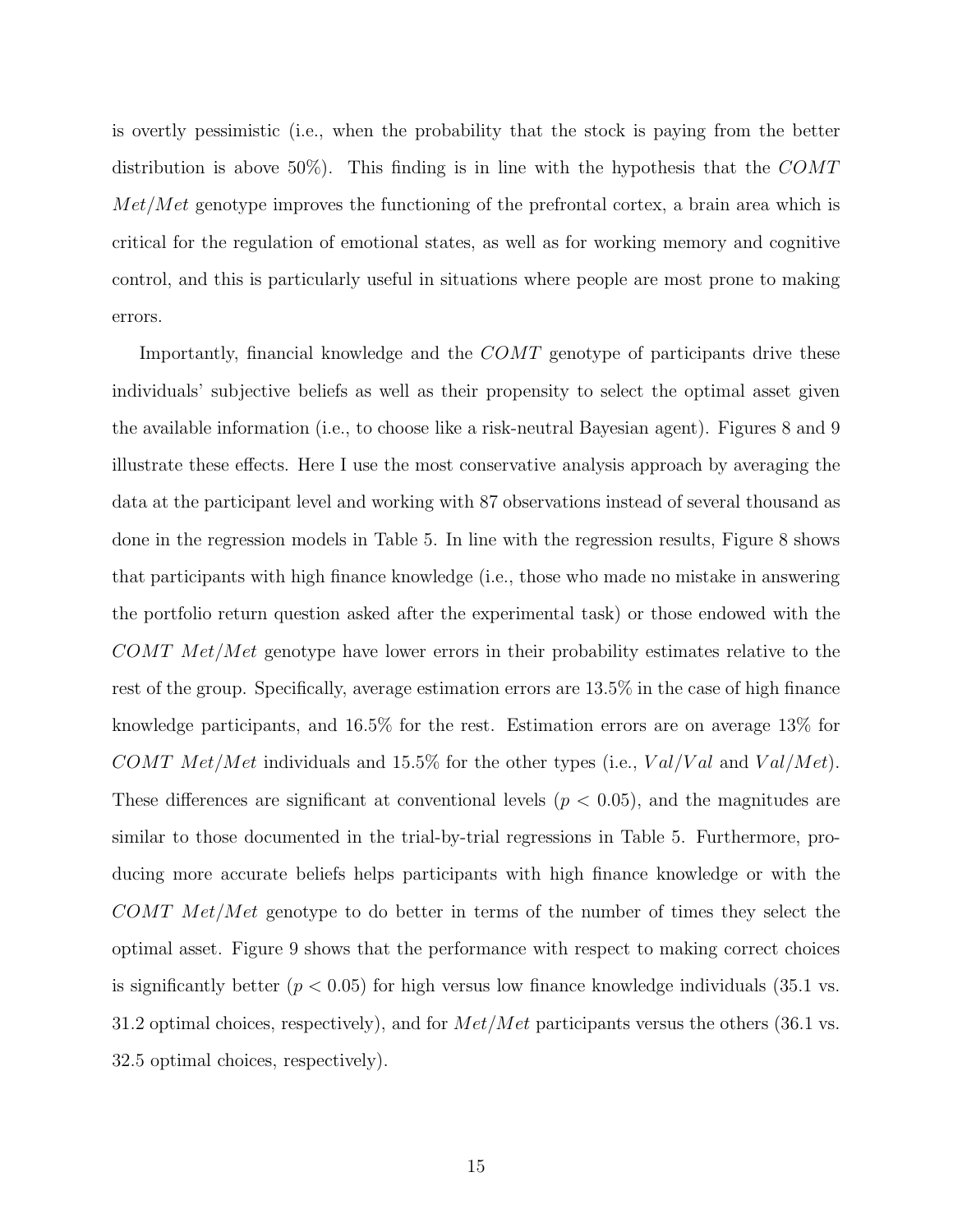is overtly pessimistic (i.e., when the probability that the stock is paying from the better distribution is above 50%). This finding is in line with the hypothesis that the *COMT Met/Met* genotype improves the functioning of the prefrontal cortex, a brain area which is critical for the regulation of emotional states, as well as for working memory and cognitive control, and this is particularly useful in situations where people are most prone to making errors.

Importantly, financial knowledge and the *COMT* genotype of participants drive these individuals' subjective beliefs as well as their propensity to select the optimal asset given the available information (i.e., to choose like a risk-neutral Bayesian agent). Figures 8 and 9 illustrate these effects. Here I use the most conservative analysis approach by averaging the data at the participant level and working with 87 observations instead of several thousand as done in the regression models in Table 5. In line with the regression results, Figure 8 shows that participants with high finance knowledge (i.e., those who made no mistake in answering the portfolio return question asked after the experimental task) or those endowed with the *COMT Met/Met* genotype have lower errors in their probability estimates relative to the rest of the group. Specifically, average estimation errors are 13.5% in the case of high finance knowledge participants, and 16.5% for the rest. Estimation errors are on average 13% for *COMT Met/Met* individuals and 15.5% for the other types (i.e., *Val/Val* and *Val/Met*). These differences are significant at conventional levels ($p < 0.05$), and the magnitudes are similar to those documented in the trial-by-trial regressions in Table 5. Furthermore, producing more accurate beliefs helps participants with high finance knowledge or with the *COMT Met/Met* genotype to do better in terms of the number of times they select the optimal asset. Figure 9 shows that the performance with respect to making correct choices is significantly better ($p < 0.05$) for high versus low finance knowledge individuals (35.1 vs. 31.2 optimal choices, respectively), and for *Met/Met* participants versus the others (36.1 vs. 32.5 optimal choices, respectively).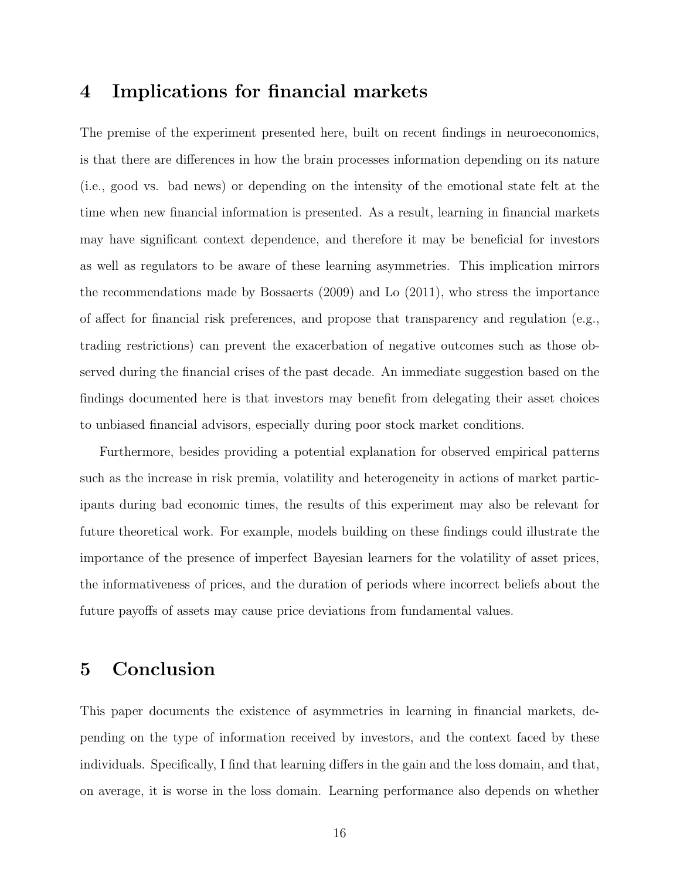## 4 Implications for financial markets

The premise of the experiment presented here, built on recent findings in neuroeconomics, is that there are differences in how the brain processes information depending on its nature (i.e., good vs. bad news) or depending on the intensity of the emotional state felt at the time when new financial information is presented. As a result, learning in financial markets may have significant context dependence, and therefore it may be beneficial for investors as well as regulators to be aware of these learning asymmetries. This implication mirrors the recommendations made by Bossaerts (2009) and Lo (2011), who stress the importance of affect for financial risk preferences, and propose that transparency and regulation (e.g., trading restrictions) can prevent the exacerbation of negative outcomes such as those observed during the financial crises of the past decade. An immediate suggestion based on the findings documented here is that investors may benefit from delegating their asset choices to unbiased financial advisors, especially during poor stock market conditions.

Furthermore, besides providing a potential explanation for observed empirical patterns such as the increase in risk premia, volatility and heterogeneity in actions of market participants during bad economic times, the results of this experiment may also be relevant for future theoretical work. For example, models building on these findings could illustrate the importance of the presence of imperfect Bayesian learners for the volatility of asset prices, the informativeness of prices, and the duration of periods where incorrect beliefs about the future payoffs of assets may cause price deviations from fundamental values.

## 5 Conclusion

This paper documents the existence of asymmetries in learning in financial markets, depending on the type of information received by investors, and the context faced by these individuals. Specifically, I find that learning differs in the gain and the loss domain, and that, on average, it is worse in the loss domain. Learning performance also depends on whether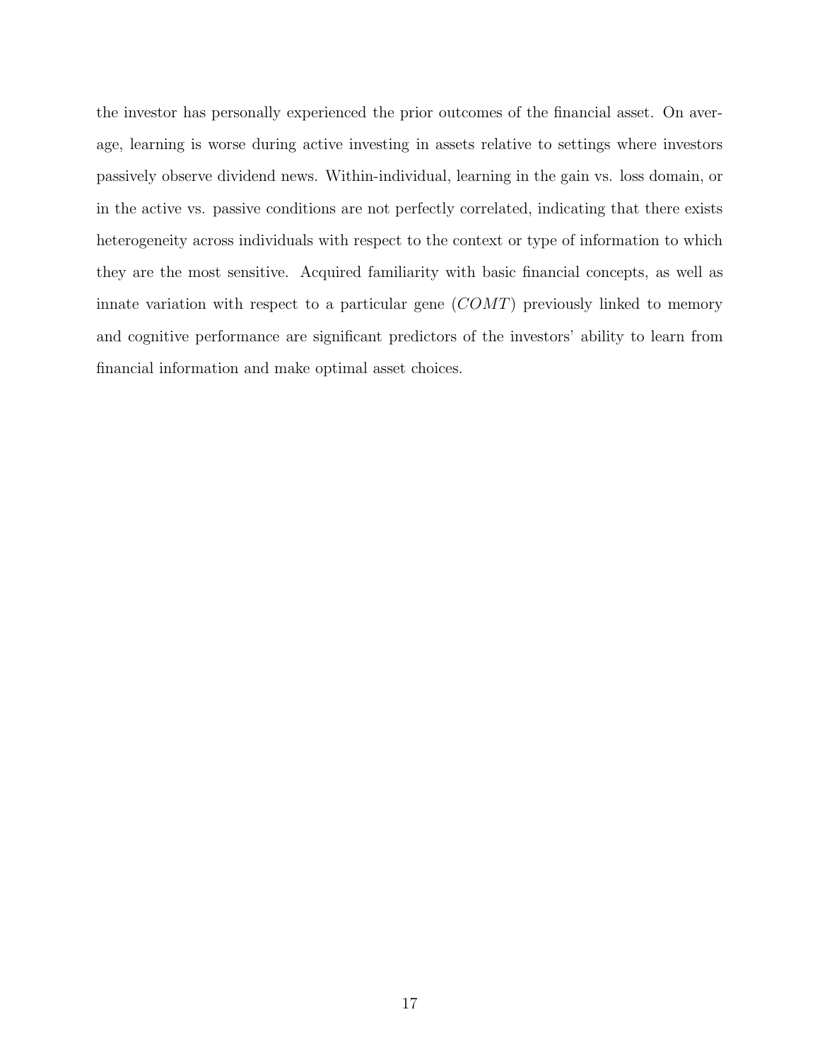the investor has personally experienced the prior outcomes of the financial asset. On average, learning is worse during active investing in assets relative to settings where investors passively observe dividend news. Within-individual, learning in the gain vs. loss domain, or in the active vs. passive conditions are not perfectly correlated, indicating that there exists heterogeneity across individuals with respect to the context or type of information to which they are the most sensitive. Acquired familiarity with basic financial concepts, as well as innate variation with respect to a particular gene ($COMT$) previously linked to memory and cognitive performance are significant predictors of the investors' ability to learn from financial information and make optimal asset choices.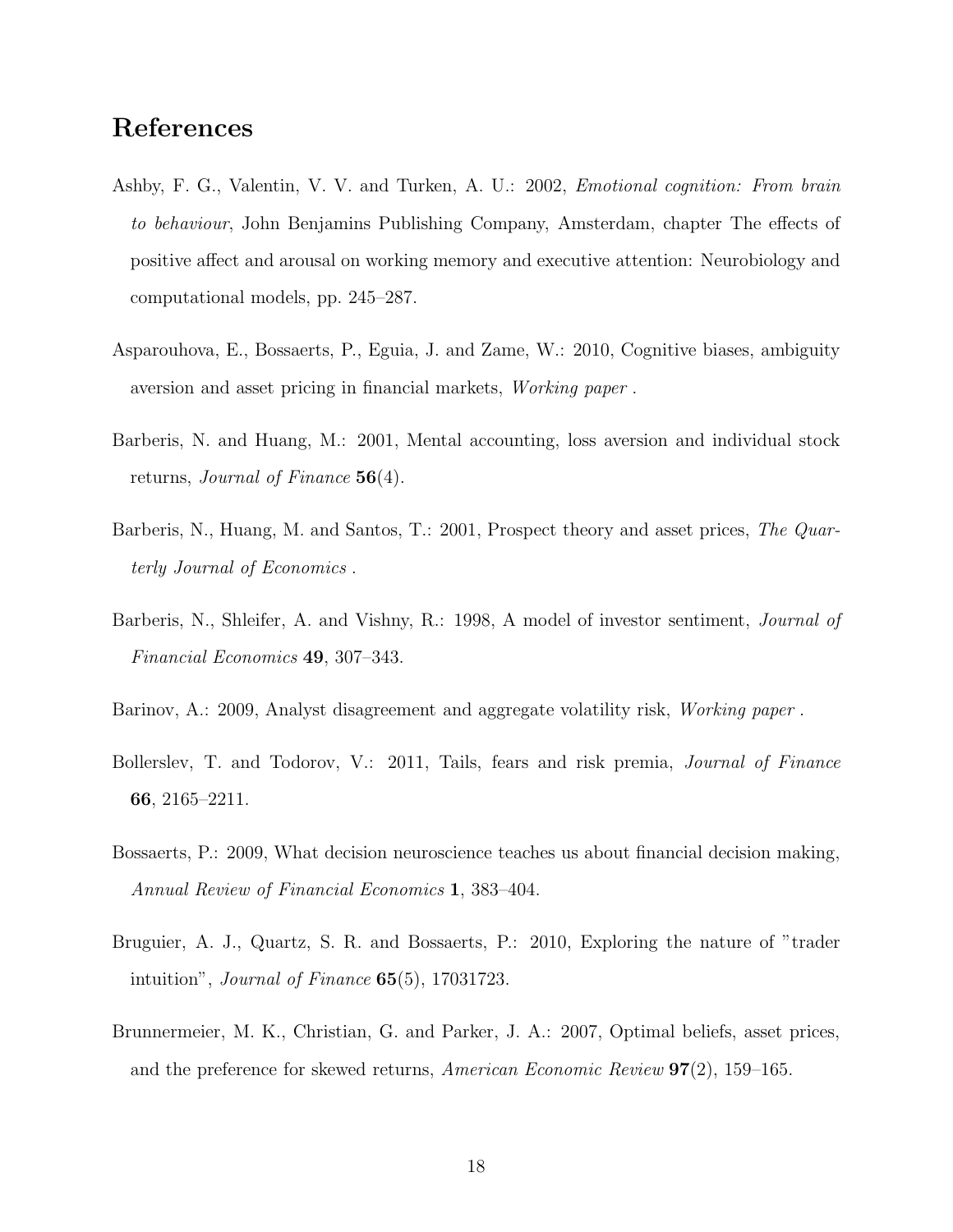# References

Ashby, F. G., Valentin, V. V. and Turken, A. U.: 2002, *Emotional cognition: From brain to behaviour*, John Benjamins Publishing Company, Amsterdam, chapter The effects of positive affect and arousal on working memory and executive attention: Neurobiology and computational models, pp. 245–287.

Asparouhova, E., Bossaerts, P., Eguia, J. and Zame, W.: 2010, Cognitive biases, ambiguity aversion and asset pricing in financial markets, *Working paper* .

Barberis, N. and Huang, M.: 2001, Mental accounting, loss aversion and individual stock returns, *Journal of Finance* **56**(4).

Barberis, N., Huang, M. and Santos, T.: 2001, Prospect theory and asset prices, *The Quarterly Journal of Economics* .

Barberis, N., Shleifer, A. and Vishny, R.: 1998, A model of investor sentiment, *Journal of Financial Economics* **49**, 307–343.

Barinov, A.: 2009, Analyst disagreement and aggregate volatility risk, *Working paper* .

Bollerslev, T. and Todorov, V.: 2011, Tails, fears and risk premia, *Journal of Finance* **66**, 2165–2211.

Bossaerts, P.: 2009, What decision neuroscience teaches us about financial decision making, *Annual Review of Financial Economics* **1**, 383–404.

Bruguier, A. J., Quartz, S. R. and Bossaerts, P.: 2010, Exploring the nature of "trader intuition", *Journal of Finance* **65**(5), 17031723.

Brunnermeier, M. K., Christian, G. and Parker, J. A.: 2007, Optimal beliefs, asset prices, and the preference for skewed returns, *American Economic Review* **97**(2), 159–165.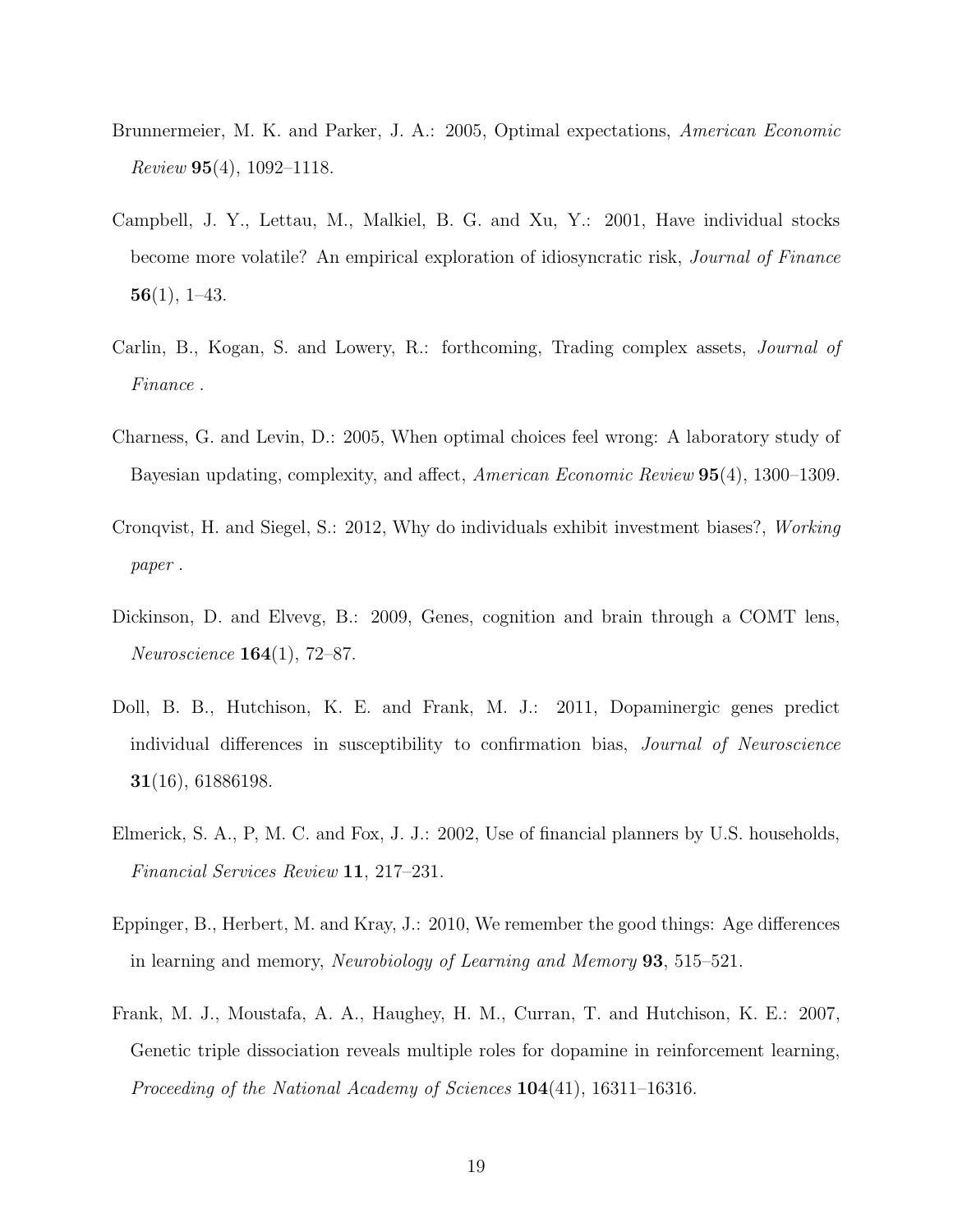Brunnermeier, M. K. and Parker, J. A.: 2005, Optimal expectations, *American Economic Review* **95**(4), 1092–1118.

Campbell, J. Y., Lettau, M., Malkiel, B. G. and Xu, Y.: 2001, Have individual stocks become more volatile? An empirical exploration of idiosyncratic risk, *Journal of Finance* **56**(1), 1–43.

Carlin, B., Kogan, S. and Lowery, R.: forthcoming, Trading complex assets, *Journal of Finance* .

Charness, G. and Levin, D.: 2005, When optimal choices feel wrong: A laboratory study of Bayesian updating, complexity, and affect, *American Economic Review* **95**(4), 1300–1309.

Cronqvist, H. and Siegel, S.: 2012, Why do individuals exhibit investment biases?, *Working paper* .

Dickinson, D. and Elvevg, B.: 2009, Genes, cognition and brain through a COMT lens, *Neuroscience* **164**(1), 72–87.

Doll, B. B., Hutchison, K. E. and Frank, M. J.: 2011, Dopaminergic genes predict individual differences in susceptibility to confirmation bias, *Journal of Neuroscience* **31**(16), 61886198.

Elmerick, S. A., P, M. C. and Fox, J. J.: 2002, Use of financial planners by U.S. households, *Financial Services Review* **11**, 217–231.

Eppinger, B., Herbert, M. and Kray, J.: 2010, We remember the good things: Age differences in learning and memory, *Neurobiology of Learning and Memory* **93**, 515–521.

Frank, M. J., Moustafa, A. A., Haughey, H. M., Curran, T. and Hutchison, K. E.: 2007, Genetic triple dissociation reveals multiple roles for dopamine in reinforcement learning, *Proceeding of the National Academy of Sciences* **104**(41), 16311–16316.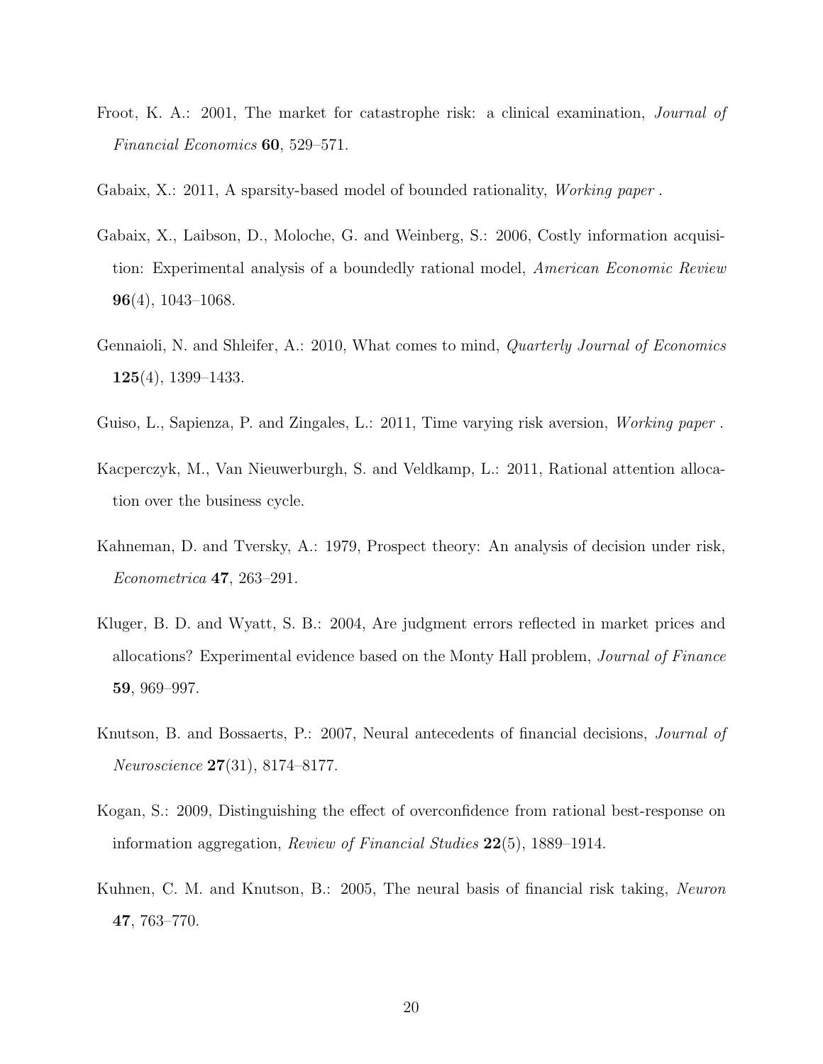Froot, K. A.: 2001, The market for catastrophe risk: a clinical examination, *Journal of Financial Economics* **60**, 529–571.

Gabaix, X.: 2011, A sparsity-based model of bounded rationality, *Working paper* .

Gabaix, X., Laibson, D., Moloche, G. and Weinberg, S.: 2006, Costly information acquisition: Experimental analysis of a boundedly rational model, *American Economic Review* **96**(4), 1043–1068.

Gennaioli, N. and Shleifer, A.: 2010, What comes to mind, *Quarterly Journal of Economics* **125**(4), 1399–1433.

Guiso, L., Sapienza, P. and Zingales, L.: 2011, Time varying risk aversion, *Working paper* .

Kacperczyk, M., Van Nieuwerburgh, S. and Veldkamp, L.: 2011, Rational attention allocation over the business cycle.

Kahneman, D. and Tversky, A.: 1979, Prospect theory: An analysis of decision under risk, *Econometrica* **47**, 263–291.

Kluger, B. D. and Wyatt, S. B.: 2004, Are judgment errors reflected in market prices and allocations? Experimental evidence based on the Monty Hall problem, *Journal of Finance* **59**, 969–997.

Knutson, B. and Bossaerts, P.: 2007, Neural antecedents of financial decisions, *Journal of Neuroscience* **27**(31), 8174–8177.

Kogan, S.: 2009, Distinguishing the effect of overconfidence from rational best-response on information aggregation, *Review of Financial Studies* **22**(5), 1889–1914.

Kuhnen, C. M. and Knutson, B.: 2005, The neural basis of financial risk taking, *Neuron* **47**, 763–770.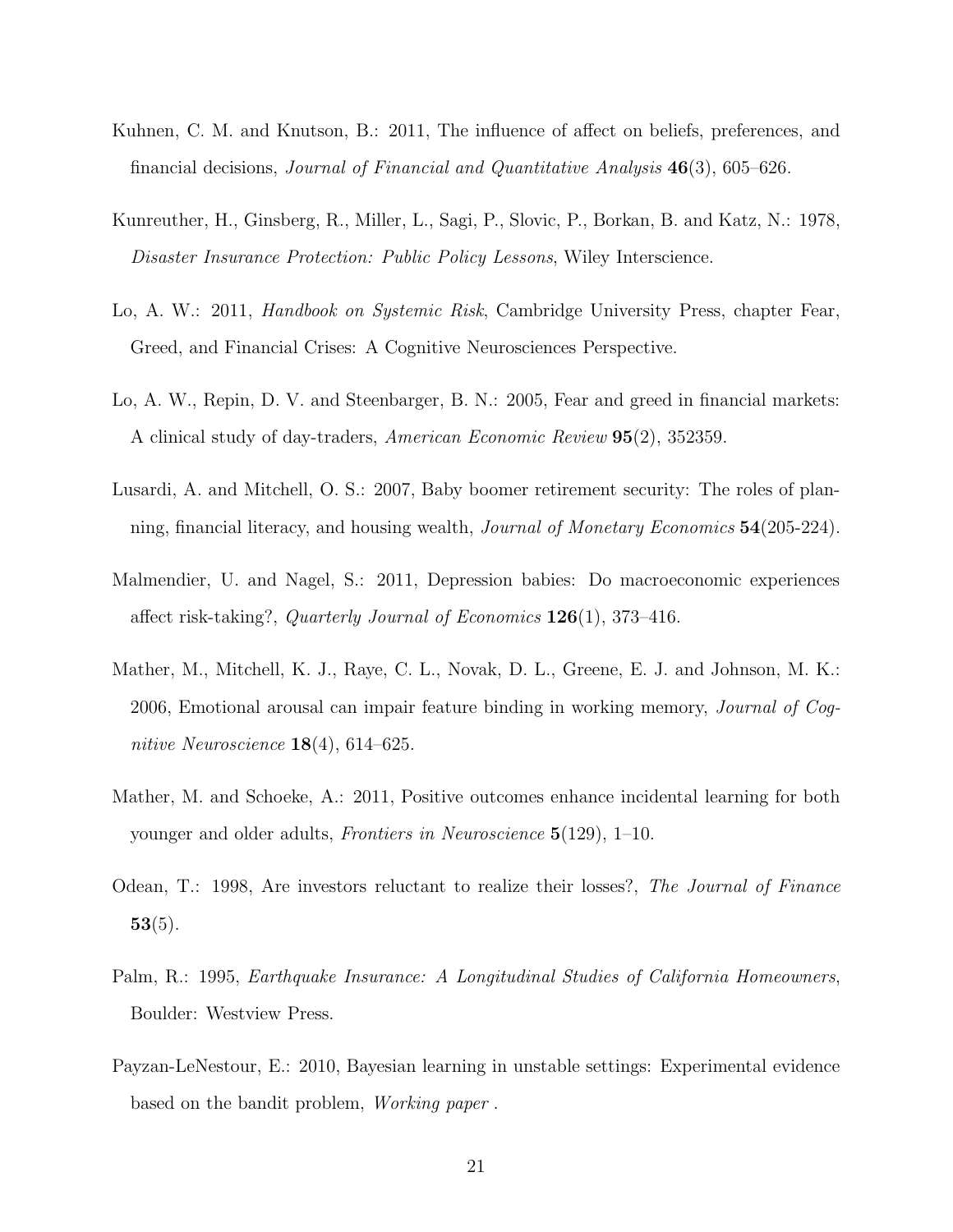Kuhnen, C. M. and Knutson, B.: 2011, The influence of affect on beliefs, preferences, and financial decisions, *Journal of Financial and Quantitative Analysis* **46**(3), 605–626.

Kunreuther, H., Ginsberg, R., Miller, L., Sagi, P., Slovic, P., Borkan, B. and Katz, N.: 1978, *Disaster Insurance Protection: Public Policy Lessons*, Wiley Interscience.

Lo, A. W.: 2011, *Handbook on Systemic Risk*, Cambridge University Press, chapter Fear, Greed, and Financial Crises: A Cognitive Neurosciences Perspective.

Lo, A. W., Repin, D. V. and Steenbarger, B. N.: 2005, Fear and greed in financial markets: A clinical study of day-traders, *American Economic Review* **95**(2), 352359.

Lusardi, A. and Mitchell, O. S.: 2007, Baby boomer retirement security: The roles of planning, financial literacy, and housing wealth, *Journal of Monetary Economics* **54**(205-224).

Malmendier, U. and Nagel, S.: 2011, Depression babies: Do macroeconomic experiences affect risk-taking?, *Quarterly Journal of Economics* **126**(1), 373–416.

Mather, M., Mitchell, K. J., Raye, C. L., Novak, D. L., Greene, E. J. and Johnson, M. K.: 2006, Emotional arousal can impair feature binding in working memory, *Journal of Cognitive Neuroscience* **18**(4), 614–625.

Mather, M. and Schoeke, A.: 2011, Positive outcomes enhance incidental learning for both younger and older adults, *Frontiers in Neuroscience* **5**(129), 1–10.

Odean, T.: 1998, Are investors reluctant to realize their losses?, *The Journal of Finance* **53**(5).

Palm, R.: 1995, *Earthquake Insurance: A Longitudinal Studies of California Homeowners*, Boulder: Westview Press.

Payzan-LeNestour, E.: 2010, Bayesian learning in unstable settings: Experimental evidence based on the bandit problem, *Working paper* .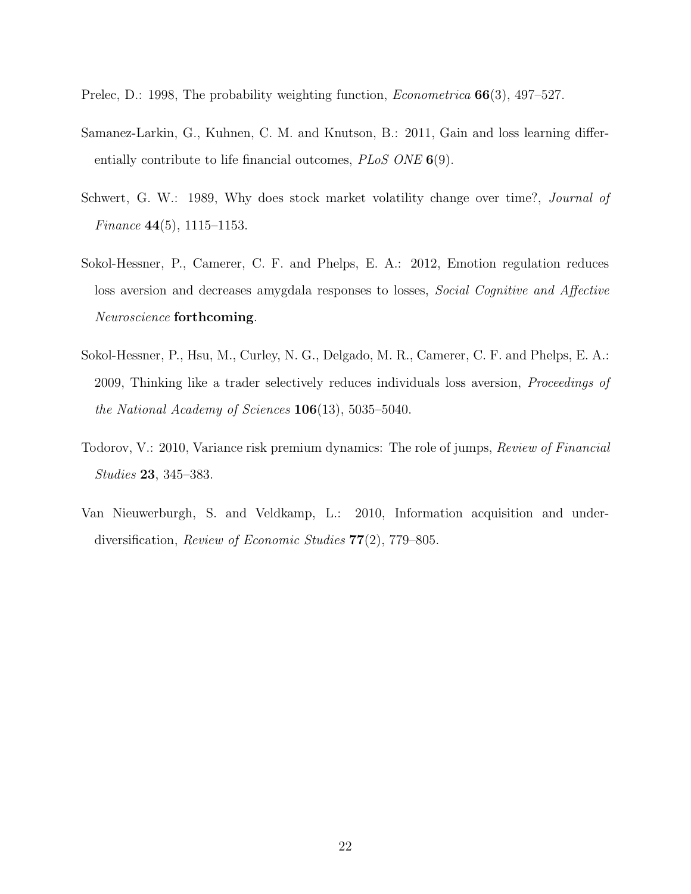Prelec, D.: 1998, The probability weighting function, *Econometrica* **66**(3), 497–527.

Samanez-Larkin, G., Kuhnen, C. M. and Knutson, B.: 2011, Gain and loss learning differentially contribute to life financial outcomes, *PLoS ONE* **6**(9).

Schwert, G. W.: 1989, Why does stock market volatility change over time?, *Journal of Finance* **44**(5), 1115–1153.

Sokol-Hessner, P., Camerer, C. F. and Phelps, E. A.: 2012, Emotion regulation reduces loss aversion and decreases amygdala responses to losses, *Social Cognitive and Affective Neuroscience* **forthcoming**.

Sokol-Hessner, P., Hsu, M., Curley, N. G., Delgado, M. R., Camerer, C. F. and Phelps, E. A.: 2009, Thinking like a trader selectively reduces individuals loss aversion, *Proceedings of the National Academy of Sciences* **106**(13), 5035–5040.

Todorov, V.: 2010, Variance risk premium dynamics: The role of jumps, *Review of Financial Studies* **23**, 345–383.

Van Nieuwerburgh, S. and Veldkamp, L.: 2010, Information acquisition and under-diversification, *Review of Economic Studies* **77**(2), 779–805.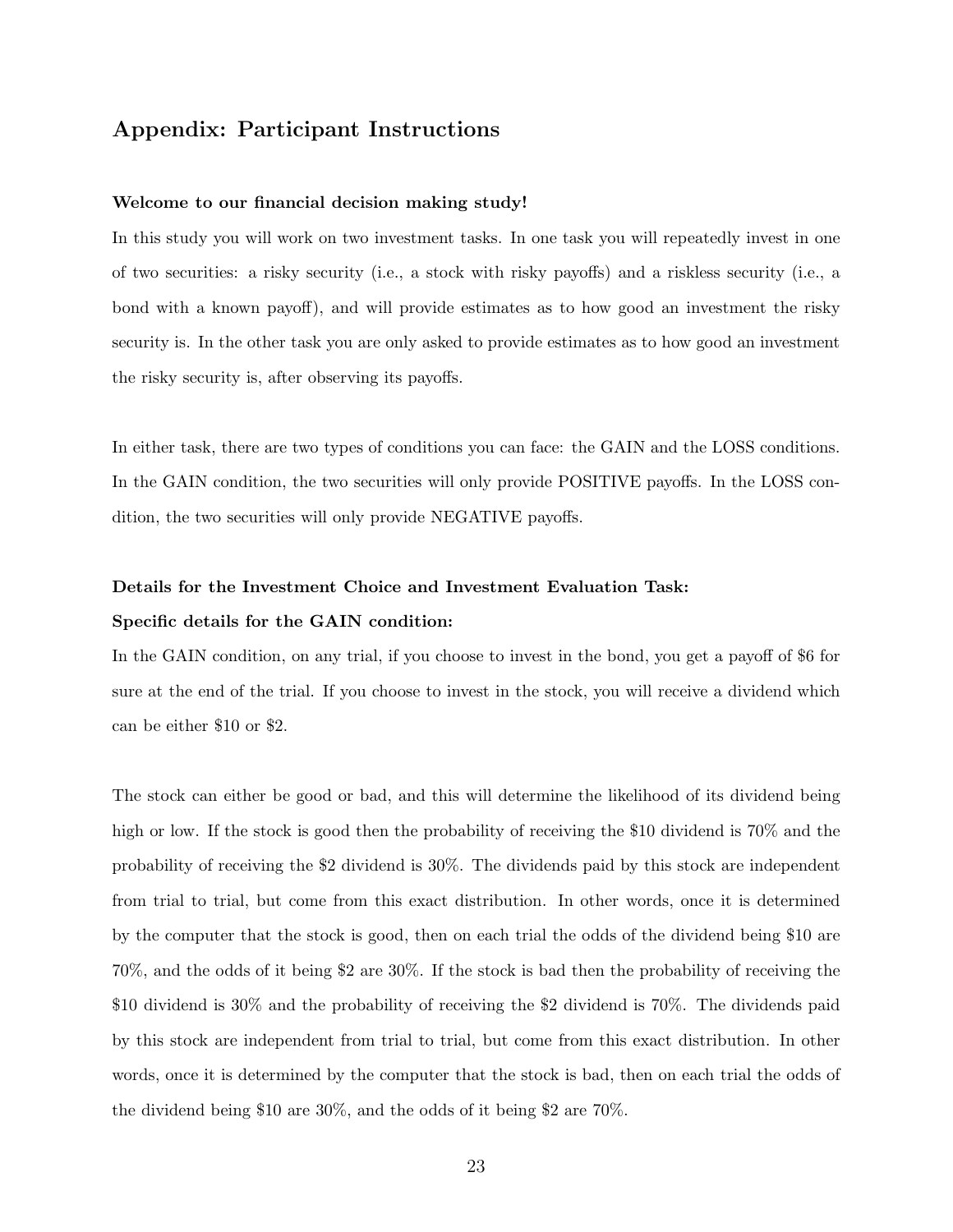## Appendix: Participant Instructions

**Welcome to our financial decision making study!**

In this study you will work on two investment tasks. In one task you will repeatedly invest in one of two securities: a risky security (i.e., a stock with risky payoffs) and a riskless security (i.e., a bond with a known payoff), and will provide estimates as to how good an investment the risky security is. In the other task you are only asked to provide estimates as to how good an investment the risky security is, after observing its payoffs.

In either task, there are two types of conditions you can face: the GAIN and the LOSS conditions. In the GAIN condition, the two securities will only provide POSITIVE payoffs. In the LOSS condition, the two securities will only provide NEGATIVE payoffs.

**Details for the Investment Choice and Investment Evaluation Task:**

**Specific details for the GAIN condition:**

In the GAIN condition, on any trial, if you choose to invest in the bond, you get a payoff of $6 for sure at the end of the trial. If you choose to invest in the stock, you will receive a dividend which can be either $10 or $2.

The stock can either be good or bad, and this will determine the likelihood of its dividend being high or low. If the stock is good then the probability of receiving the $10 dividend is 70% and the probability of receiving the $2 dividend is 30%. The dividends paid by this stock are independent from trial to trial, but come from this exact distribution. In other words, once it is determined by the computer that the stock is good, then on each trial the odds of the dividend being $10 are 70%, and the odds of it being $2 are 30%. If the stock is bad then the probability of receiving the $10 dividend is 30% and the probability of receiving the $2 dividend is 70%. The dividends paid by this stock are independent from trial to trial, but come from this exact distribution. In other words, once it is determined by the computer that the stock is bad, then on each trial the odds of the dividend being $10 are 30%, and the odds of it being $2 are 70%.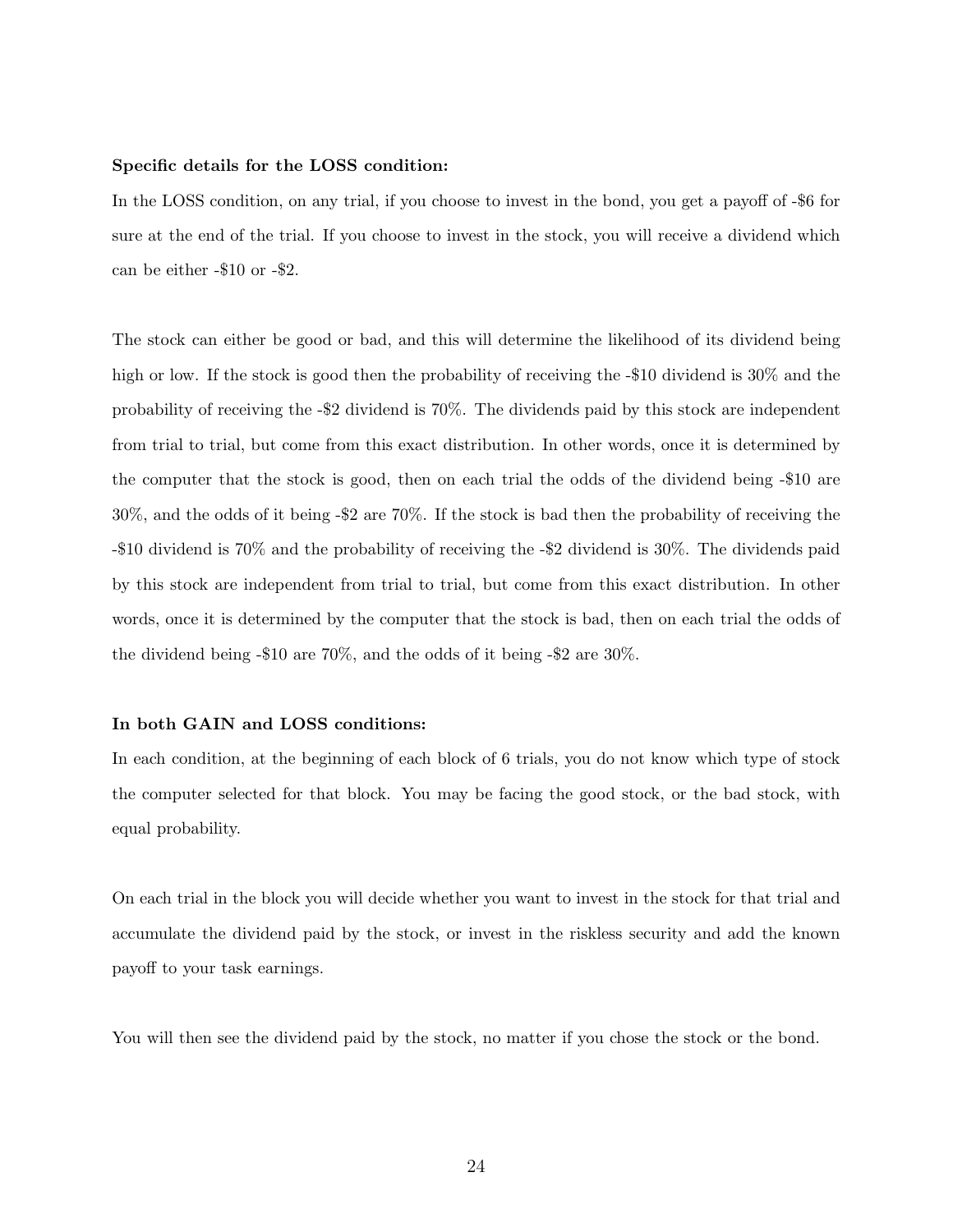**Specific details for the LOSS condition:**

In the LOSS condition, on any trial, if you choose to invest in the bond, you get a payoff of -$6 for sure at the end of the trial. If you choose to invest in the stock, you will receive a dividend which can be either -$10 or -$2.

The stock can either be good or bad, and this will determine the likelihood of its dividend being high or low. If the stock is good then the probability of receiving the -$10 dividend is 30% and the probability of receiving the -$2 dividend is 70%. The dividends paid by this stock are independent from trial to trial, but come from this exact distribution. In other words, once it is determined by the computer that the stock is good, then on each trial the odds of the dividend being -$10 are 30%, and the odds of it being -$2 are 70%. If the stock is bad then the probability of receiving the -$10 dividend is 70% and the probability of receiving the -$2 dividend is 30%. The dividends paid by this stock are independent from trial to trial, but come from this exact distribution. In other words, once it is determined by the computer that the stock is bad, then on each trial the odds of the dividend being -$10 are 70%, and the odds of it being -$2 are 30%.

**In both GAIN and LOSS conditions:**

In each condition, at the beginning of each block of 6 trials, you do not know which type of stock the computer selected for that block. You may be facing the good stock, or the bad stock, with equal probability.

On each trial in the block you will decide whether you want to invest in the stock for that trial and accumulate the dividend paid by the stock, or invest in the riskless security and add the known payoff to your task earnings.

You will then see the dividend paid by the stock, no matter if you chose the stock or the bond.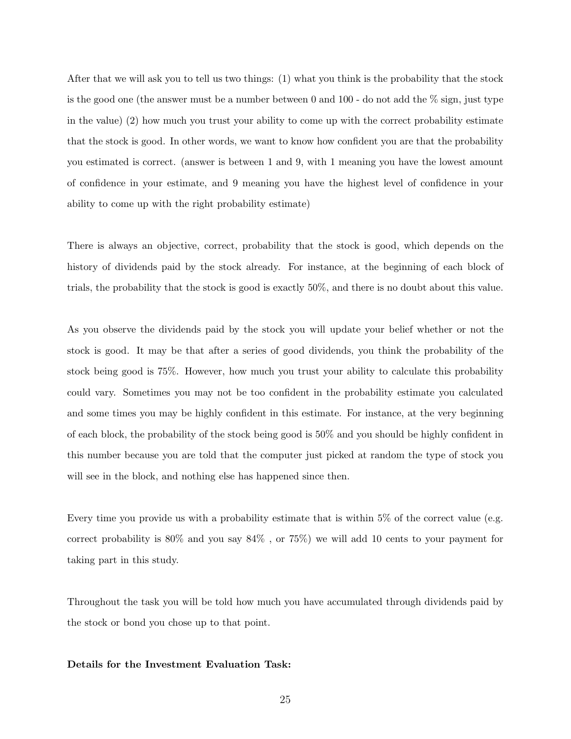After that we will ask you to tell us two things: (1) what you think is the probability that the stock is the good one (the answer must be a number between 0 and 100 - do not add the % sign, just type in the value) (2) how much you trust your ability to come up with the correct probability estimate that the stock is good. In other words, we want to know how confident you are that the probability you estimated is correct. (answer is between 1 and 9, with 1 meaning you have the lowest amount of confidence in your estimate, and 9 meaning you have the highest level of confidence in your ability to come up with the right probability estimate)

There is always an objective, correct, probability that the stock is good, which depends on the history of dividends paid by the stock already. For instance, at the beginning of each block of trials, the probability that the stock is good is exactly 50%, and there is no doubt about this value.

As you observe the dividends paid by the stock you will update your belief whether or not the stock is good. It may be that after a series of good dividends, you think the probability of the stock being good is 75%. However, how much you trust your ability to calculate this probability could vary. Sometimes you may not be too confident in the probability estimate you calculated and some times you may be highly confident in this estimate. For instance, at the very beginning of each block, the probability of the stock being good is 50% and you should be highly confident in this number because you are told that the computer just picked at random the type of stock you will see in the block, and nothing else has happened since then.

Every time you provide us with a probability estimate that is within 5% of the correct value (e.g. correct probability is 80% and you say 84% , or 75%) we will add 10 cents to your payment for taking part in this study.

Throughout the task you will be told how much you have accumulated through dividends paid by the stock or bond you chose up to that point.

**Details for the Investment Evaluation Task:**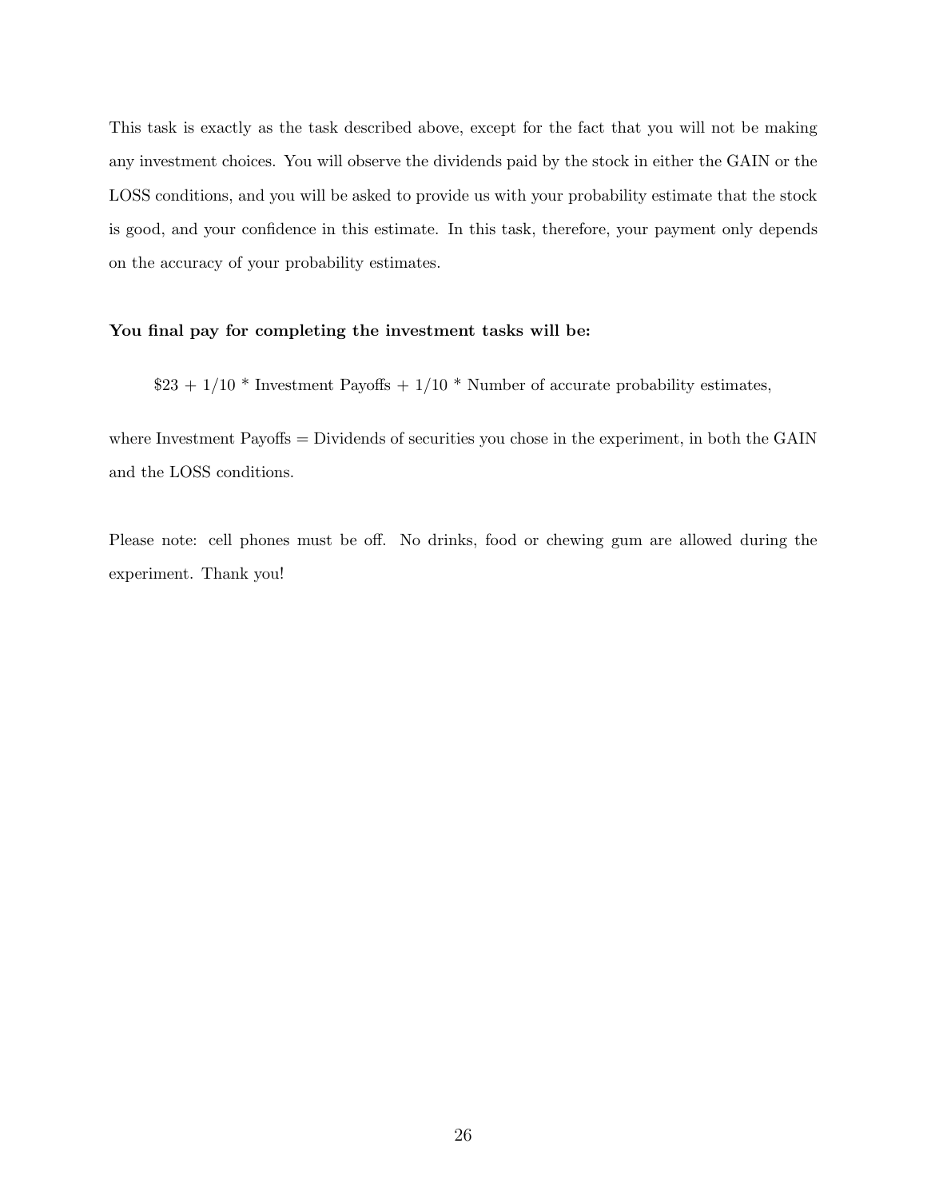This task is exactly as the task described above, except for the fact that you will not be making any investment choices. You will observe the dividends paid by the stock in either the GAIN or the LOSS conditions, and you will be asked to provide us with your probability estimate that the stock is good, and your confidence in this estimate. In this task, therefore, your payment only depends on the accuracy of your probability estimates.

**You final pay for completing the investment tasks will be:**

$23 + 1/10 * Investment Payoffs + 1/10 * Number of accurate probability estimates,

where Investment Payoffs = Dividends of securities you chose in the experiment, in both the GAIN and the LOSS conditions.

Please note: cell phones must be off. No drinks, food or chewing gum are allowed during the experiment. Thank you!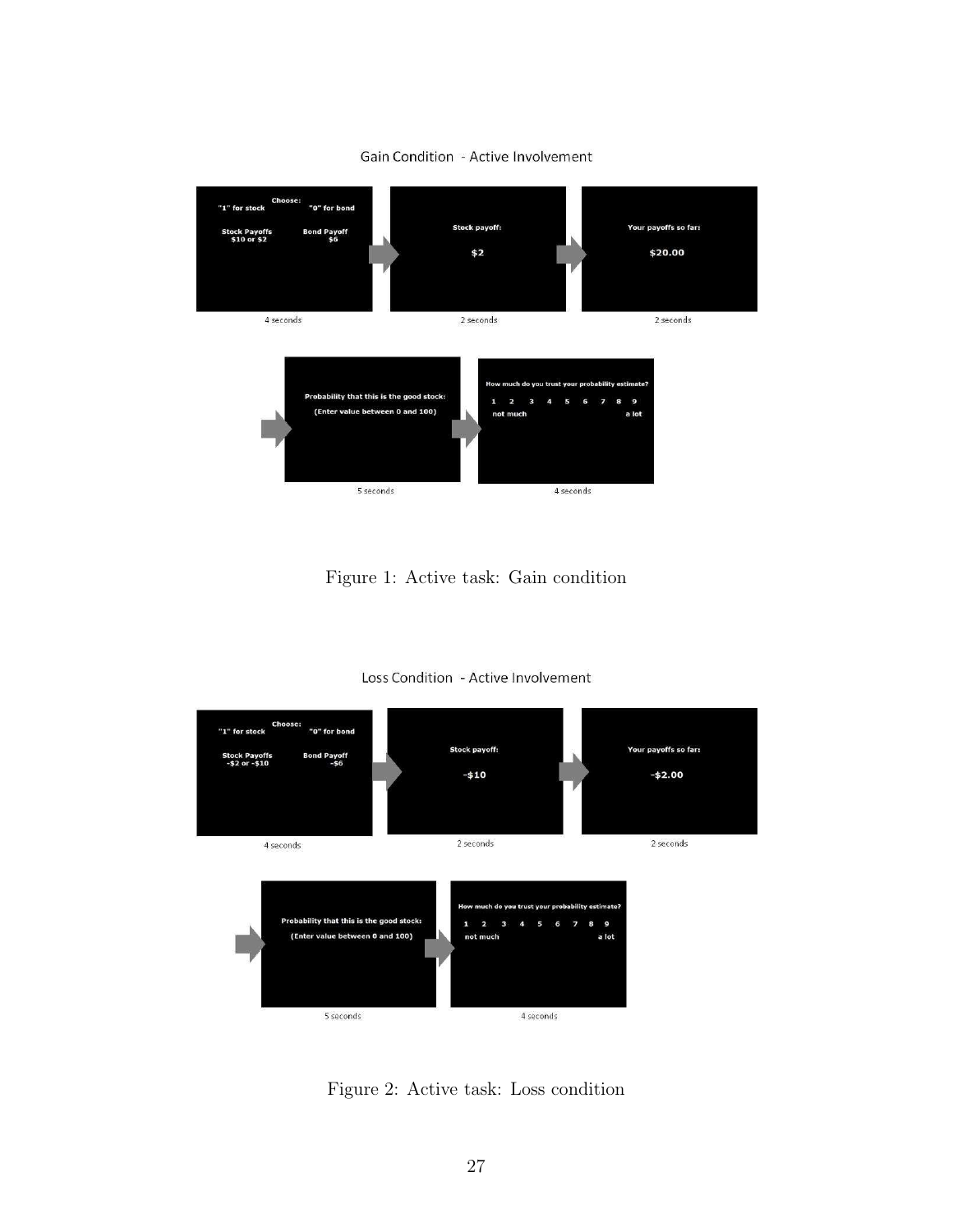Gain Condition - Active Involvement

Choose:
"1" for stock "0" for bond

Stock Payoffs $10 or $2

Bond Payoff $6

4 seconds

Stock payoff:

$2

2 seconds

Your payoffs so far:

$20.00

2 seconds

Probability that this is the good stock:
(Enter value between 0 and 100)

5 seconds

How much do you trust your probability estimate?
1 2 3 4 5 6 7 8 9
not much a lot

4 seconds

Figure 1: Active task: Gain condition

Loss Condition - Active Involvement

Choose:
"1" for stock "0" for bond

Stock Payoffs -$2 or -$10

Bond Payoff -$6

4 seconds

Stock payoff:

-$10

2 seconds

Your payoffs so far:

-$2.00

2 seconds

Probability that this is the good stock:
(Enter value between 0 and 100)

5 seconds

How much do you trust your probability estimate?
1 2 3 4 5 6 7 8 9
not much a lot

4 seconds

Figure 2: Active task: Loss condition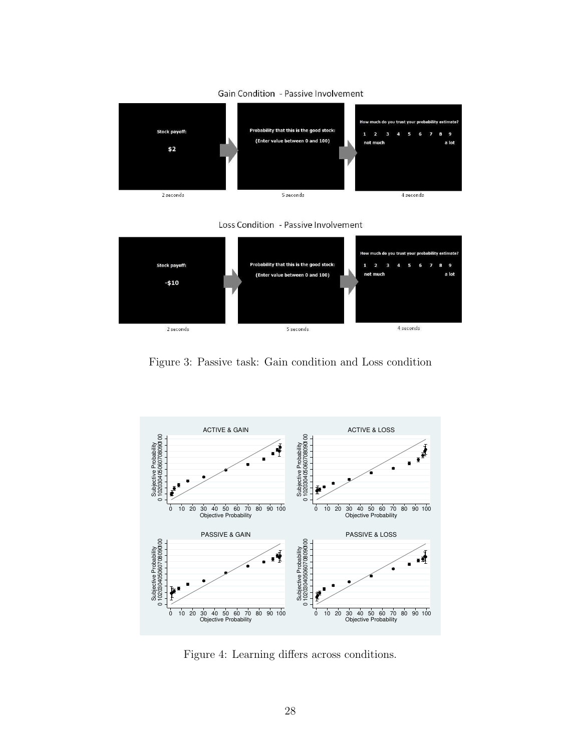Gain Condition - Passive Involvement

Stock payoff: $2 → Probability that this is the good stock: (Enter value between 0 and 100) → How much do you trust your probability estimate? 1 2 3 4 5 6 7 8 9 not much ... a lot

2 seconds | 5 seconds | 4 seconds

Loss Condition - Passive Involvement

Stock payoff: -$10 → Probability that this is the good stock: (Enter value between 0 and 100) → How much do you trust your probability estimate? 1 2 3 4 5 6 7 8 9 not much ... a lot

2 seconds | 5 seconds | 4 seconds

Figure 3: Passive task: Gain condition and Loss condition

Figure 4: Learning differs across conditions.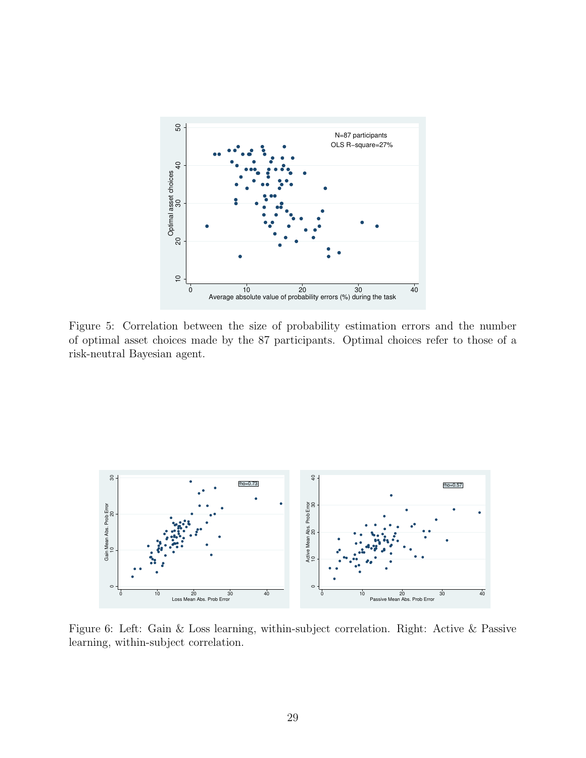Figure 5: Correlation between the size of probability estimation errors and the number of optimal asset choices made by the 87 participants. Optimal choices refer to those of a risk-neutral Bayesian agent.

Figure 6: Left: Gain & Loss learning, within-subject correlation. Right: Active & Passive learning, within-subject correlation.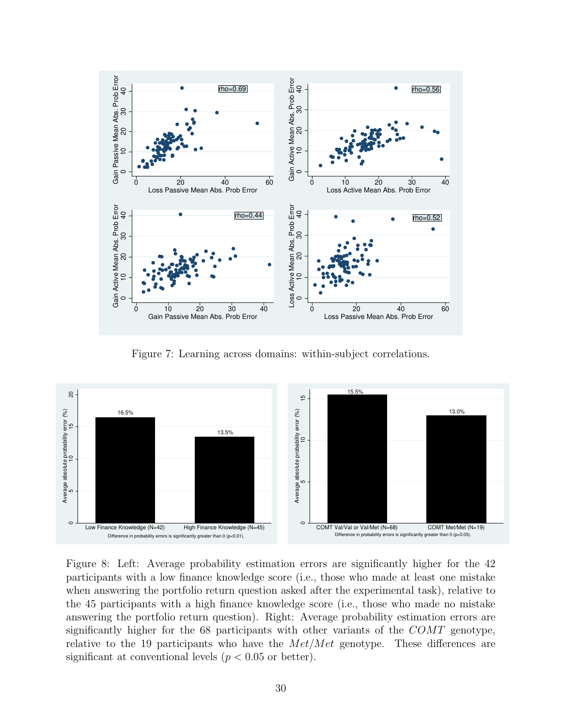Figure 7: Learning across domains: within-subject correlations.

Figure 8: Left: Average probability estimation errors are significantly higher for the 42 participants with a low finance knowledge score (i.e., those who made at least one mistake when answering the portfolio return question asked after the experimental task), relative to the 45 participants with a high finance knowledge score (i.e., those who made no mistake answering the portfolio return question). Right: Average probability estimation errors are significantly higher for the 68 participants with other variants of the *COMT* genotype, relative to the 19 participants who have the *Met*/*Met* genotype. These differences are significant at conventional levels ($p < 0.05$ or better).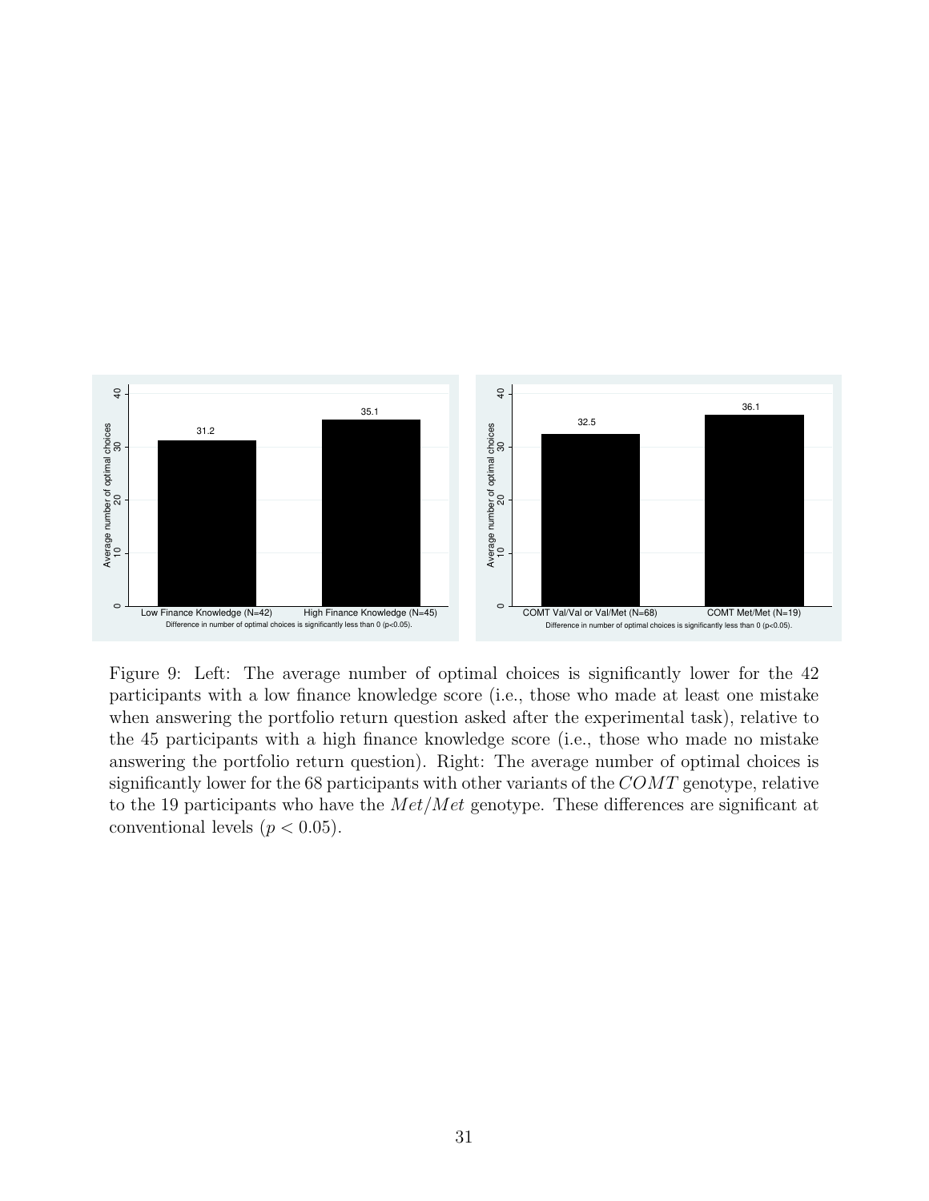Figure 9: Left: The average number of optimal choices is significantly lower for the 42 participants with a low finance knowledge score (i.e., those who made at least one mistake when answering the portfolio return question asked after the experimental task), relative to the 45 participants with a high finance knowledge score (i.e., those who made no mistake answering the portfolio return question). Right: The average number of optimal choices is significantly lower for the 68 participants with other variants of the $COMT$ genotype, relative to the 19 participants who have the $Met/Met$ genotype. These differences are significant at conventional levels ($p < 0.05$).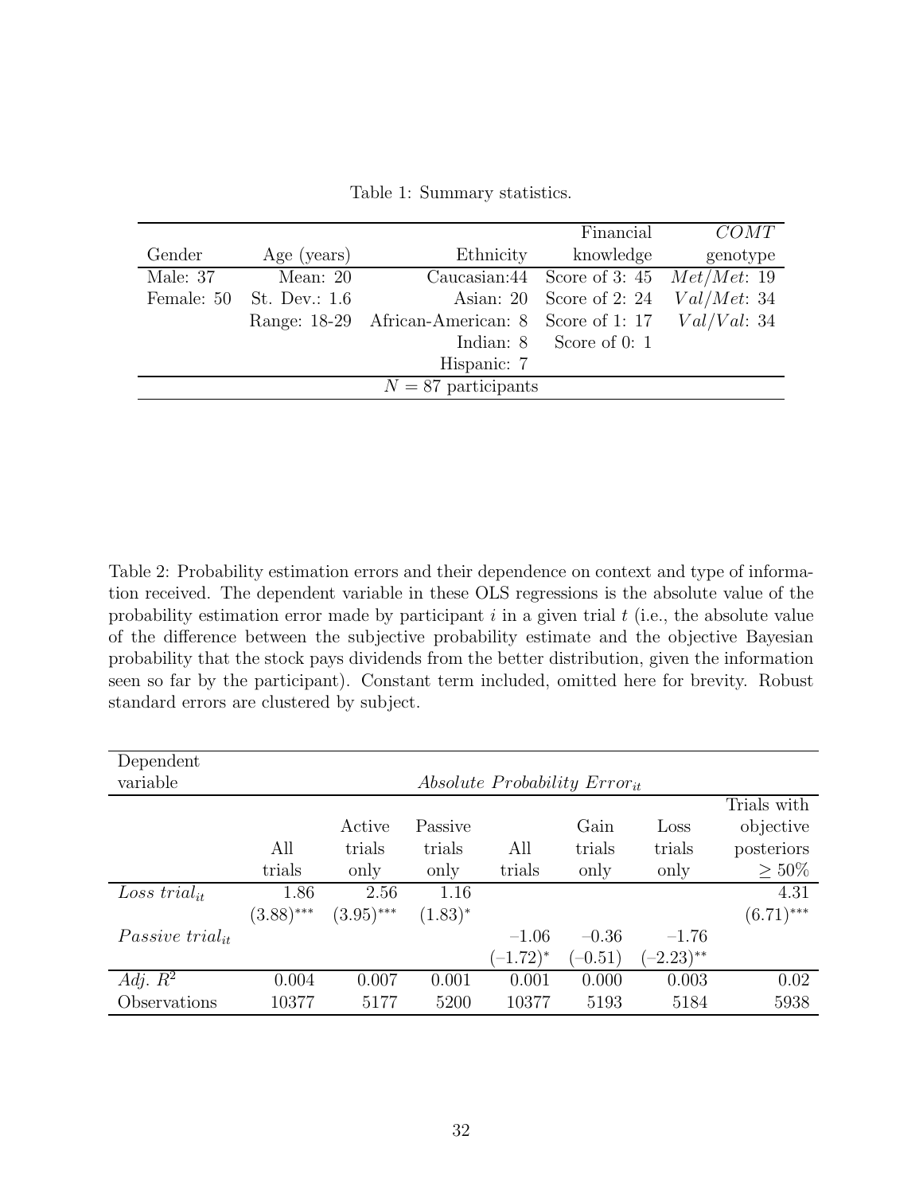Table 1: Summary statistics.

| Gender | Age (years) | Ethnicity | Financial knowledge | *COMT* genotype |
|---|---|---|---|---|
| Male: 37 | Mean: 20 | Caucasian:44 | Score of 3: 45 | *Met/Met*: 19 |
| Female: 50 | St. Dev.: 1.6 | Asian: 20 | Score of 2: 24 | *Val/Met*: 34 |
| | Range: 18-29 | African-American: 8 | Score of 1: 17 | *Val/Val*: 34 |
| | | Indian: 8 | Score of 0: 1 | |
| | | Hispanic: 7 | | |
| $N = 87$ participants | | | | |

Table 2: Probability estimation errors and their dependence on context and type of information received. The dependent variable in these OLS regressions is the absolute value of the probability estimation error made by participant $i$ in a given trial $t$ (i.e., the absolute value of the difference between the subjective probability estimate and the objective Bayesian probability that the stock pays dividends from the better distribution, given the information seen so far by the participant). Constant term included, omitted here for brevity. Robust standard errors are clustered by subject.

| Dependent variable | *Absolute Probability Error$_{it}$* | | | | | | |
|---|---|---|---|---|---|---|---|
| | All trials | Active trials only | Passive trials only | All trials | Gain trials only | Loss trials only | Trials with objective posteriors $\geq 50\%$ |
| *Loss trial$_{it}$* | 1.86 | 2.56 | 1.16 | | | | 4.31 |
| | $(3.88)^{***}$ | $(3.95)^{***}$ | $(1.83)^{*}$ | | | | $(6.71)^{***}$ |
| *Passive trial$_{it}$* | | | | $-1.06$ | $-0.36$ | $-1.76$ | |
| | | | | $(-1.72)^{*}$ | $(-0.51)$ | $(-2.23)^{**}$ | |
| *Adj.* $R^2$ | 0.004 | 0.007 | 0.001 | 0.001 | 0.000 | 0.003 | 0.02 |
| Observations | 10377 | 5177 | 5200 | 10377 | 5193 | 5184 | 5938 |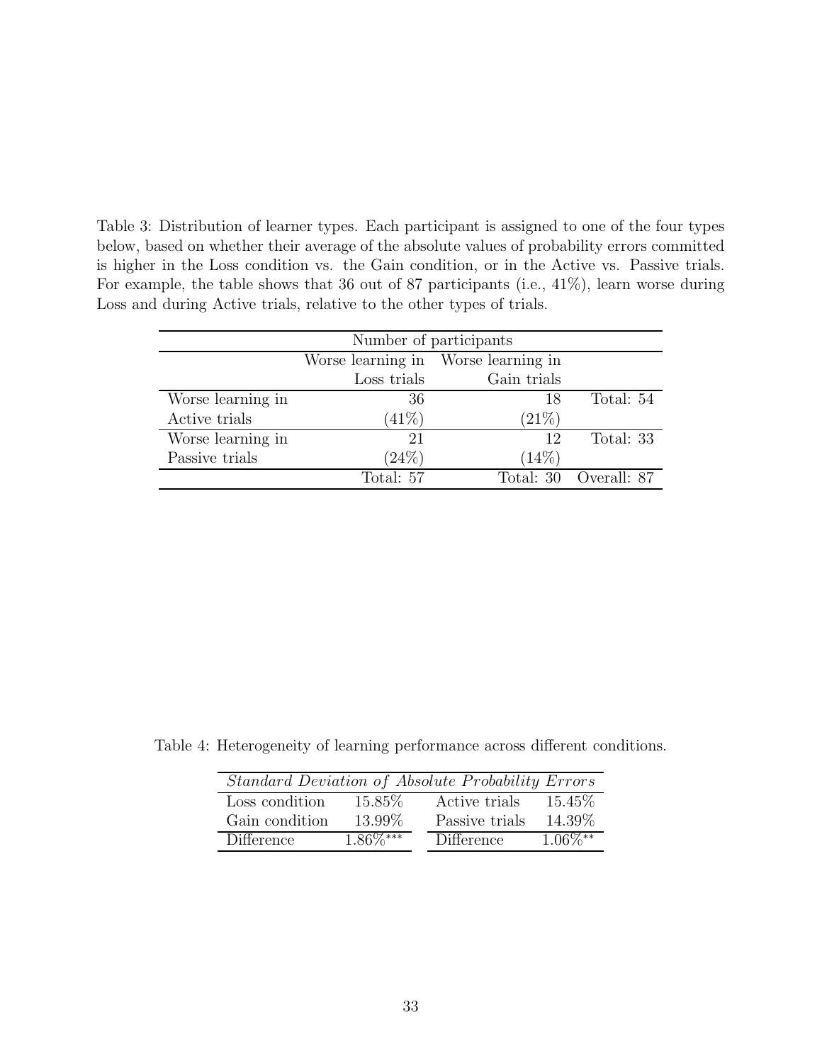Table 3: Distribution of learner types. Each participant is assigned to one of the four types below, based on whether their average of the absolute values of probability errors committed is higher in the Loss condition vs. the Gain condition, or in the Active vs. Passive trials. For example, the table shows that 36 out of 87 participants (i.e., 41%), learn worse during Loss and during Active trials, relative to the other types of trials.

| Number of participants | | | |
|---|---|---|---|
| | Worse learning in Loss trials | Worse learning in Gain trials | |
| Worse learning in Active trials | 36 (41%) | 18 (21%) | Total: 54 |
| Worse learning in Passive trials | 21 (24%) | 12 (14%) | Total: 33 |
| | Total: 57 | Total: 30 | Overall: 87 |

Table 4: Heterogeneity of learning performance across different conditions.

| *Standard Deviation of Absolute Probability Errors* | | | |
|---|---|---|---|
| Loss condition | 15.85% | Active trials | 15.45% |
| Gain condition | 13.99% | Passive trials | 14.39% |
| Difference | 1.86%*** | Difference | 1.06%** |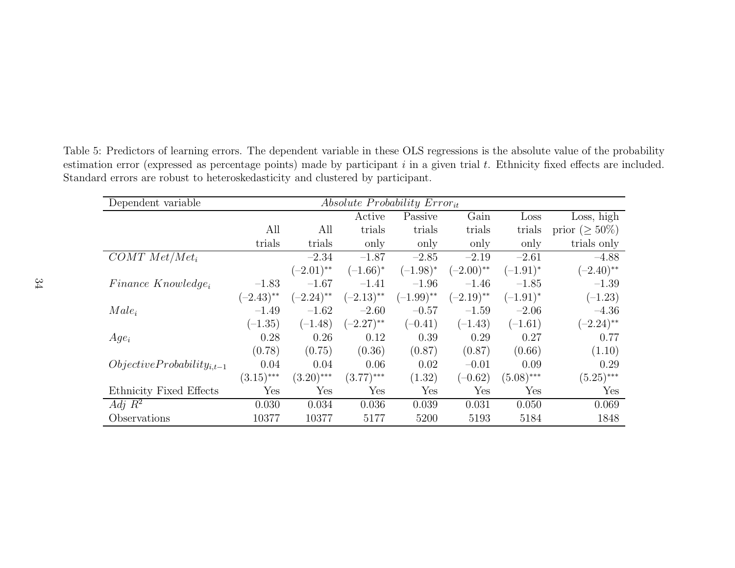Table 5: Predictors of learning errors. The dependent variable in these OLS regressions is the absolute value of the probability estimation error (expressed as percentage points) made by participant $i$ in a given trial $t$. Ethnicity fixed effects are included. Standard errors are robust to heteroskedasticity and clustered by participant.

| Dependent variable | *Absolute Probability Error*$_{it}$ | | | | | | |
|---|---|---|---|---|---|---|---|
| | All trials | All trials | Active trials only | Passive trials only | Gain trials only | Loss trials only | Loss, high prior ($\geq 50\%$) trials only |
| $COMT\ Met/Met_i$ | | –2.34 | –1.87 | –2.85 | –2.19 | –2.61 | –4.88 |
| | | (–2.01)** | (–1.66)* | (–1.98)* | (–2.00)** | (–1.91)* | (–2.40)** |
| $Finance\ Knowledge_i$ | –1.83 | –1.67 | –1.41 | –1.96 | –1.46 | –1.85 | –1.39 |
| | (–2.43)** | (–2.24)** | (–2.13)** | (–1.99)** | (–2.19)** | (–1.91)* | (–1.23) |
| $Male_i$ | –1.49 | –1.62 | –2.60 | –0.57 | –1.59 | –2.06 | –4.36 |
| | (–1.35) | (–1.48) | (–2.27)** | (–0.41) | (–1.43) | (–1.61) | (–2.24)** |
| $Age_i$ | 0.28 | 0.26 | 0.12 | 0.39 | 0.29 | 0.27 | 0.77 |
| | (0.78) | (0.75) | (0.36) | (0.87) | (0.87) | (0.66) | (1.10) |
| $ObjectiveProbability_{i,t-1}$ | 0.04 | 0.04 | 0.06 | 0.02 | –0.01 | 0.09 | 0.29 |
| | (3.15)*** | (3.20)*** | (3.77)*** | (1.32) | (–0.62) | (5.08)*** | (5.25)*** |
| Ethnicity Fixed Effects | Yes | Yes | Yes | Yes | Yes | Yes | Yes |
| *Adj* $R^2$ | 0.030 | 0.034 | 0.036 | 0.039 | 0.031 | 0.050 | 0.069 |
| Observations | 10377 | 10377 | 5177 | 5200 | 5193 | 5184 | 1848 |